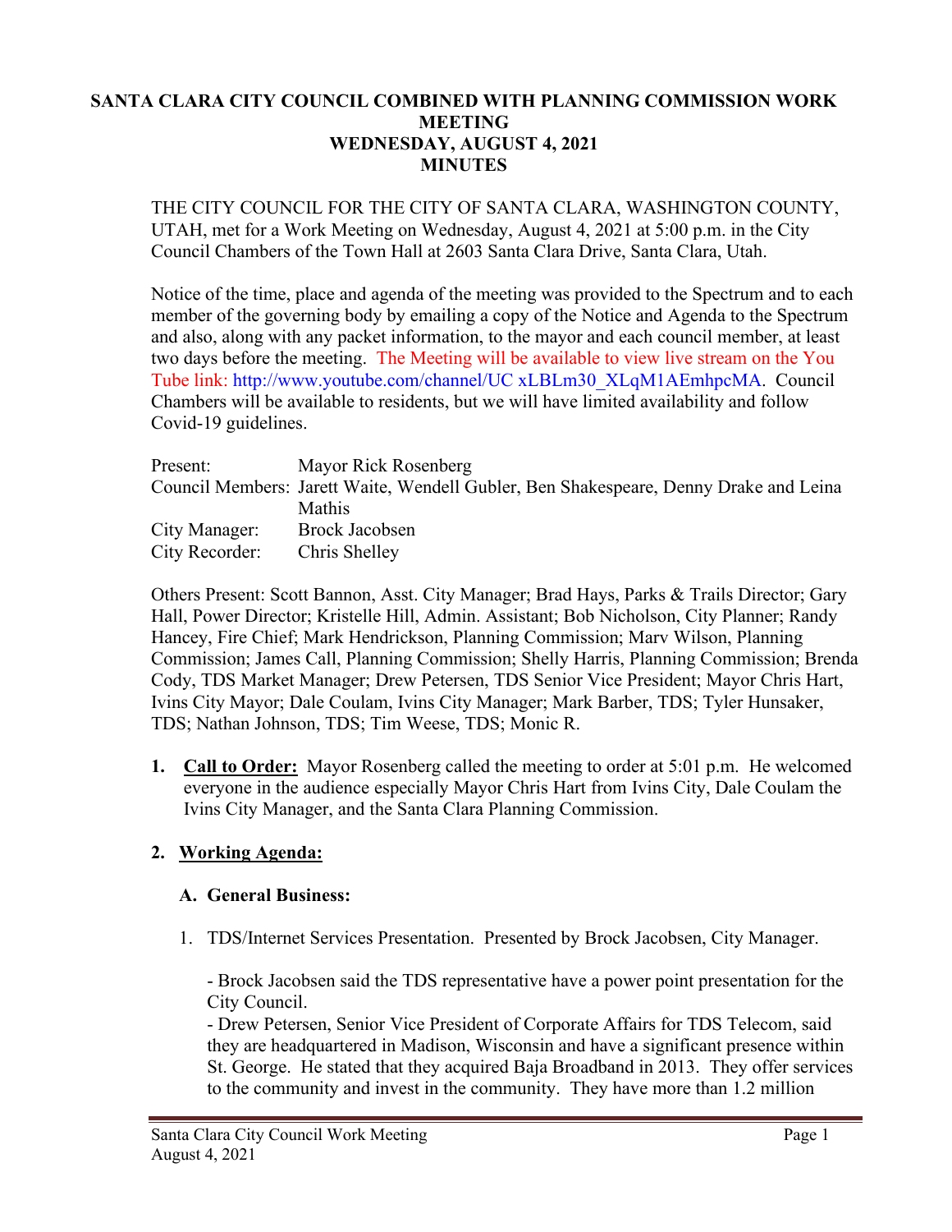# SANTA CLARA CITY COUNCIL COMBINED WITH PLANNING COMMISSION WORK MEETING
## WEDNESDAY, AUGUST 4, 2021
## MINUTES

THE CITY COUNCIL FOR THE CITY OF SANTA CLARA, WASHINGTON COUNTY, UTAH, met for a Work Meeting on Wednesday, August 4, 2021 at 5:00 p.m. in the City Council Chambers of the Town Hall at 2603 Santa Clara Drive, Santa Clara, Utah.

Notice of the time, place and agenda of the meeting was provided to the Spectrum and to each member of the governing body by emailing a copy of the Notice and Agenda to the Spectrum and also, along with any packet information, to the mayor and each council member, at least two days before the meeting. The Meeting will be available to view live stream on the You Tube link: http://www.youtube.com/channel/UC xLBLm30_XLqM1AEmhpcMA. Council Chambers will be available to residents, but we will have limited availability and follow Covid-19 guidelines.

Present: Mayor Rick Rosenberg
Council Members: Jarett Waite, Wendell Gubler, Ben Shakespeare, Denny Drake and Leina Mathis
City Manager: Brock Jacobsen
City Recorder: Chris Shelley

Others Present: Scott Bannon, Asst. City Manager; Brad Hays, Parks & Trails Director; Gary Hall, Power Director; Kristelle Hill, Admin. Assistant; Bob Nicholson, City Planner; Randy Hancey, Fire Chief; Mark Hendrickson, Planning Commission; Marv Wilson, Planning Commission; James Call, Planning Commission; Shelly Harris, Planning Commission; Brenda Cody, TDS Market Manager; Drew Petersen, TDS Senior Vice President; Mayor Chris Hart, Ivins City Mayor; Dale Coulam, Ivins City Manager; Mark Barber, TDS; Tyler Hunsaker, TDS; Nathan Johnson, TDS; Tim Weese, TDS; Monic R.

1. **Call to Order:** Mayor Rosenberg called the meeting to order at 5:01 p.m. He welcomed everyone in the audience especially Mayor Chris Hart from Ivins City, Dale Coulam the Ivins City Manager, and the Santa Clara Planning Commission.

2. **Working Agenda:**

   **A. General Business:**

   1. TDS/Internet Services Presentation. Presented by Brock Jacobsen, City Manager.

      - Brock Jacobsen said the TDS representative have a power point presentation for the City Council.
      - Drew Petersen, Senior Vice President of Corporate Affairs for TDS Telecom, said they are headquartered in Madison, Wisconsin and have a significant presence within St. George. He stated that they acquired Baja Broadband in 2013. They offer services to the community and invest in the community. They have more than 1.2 million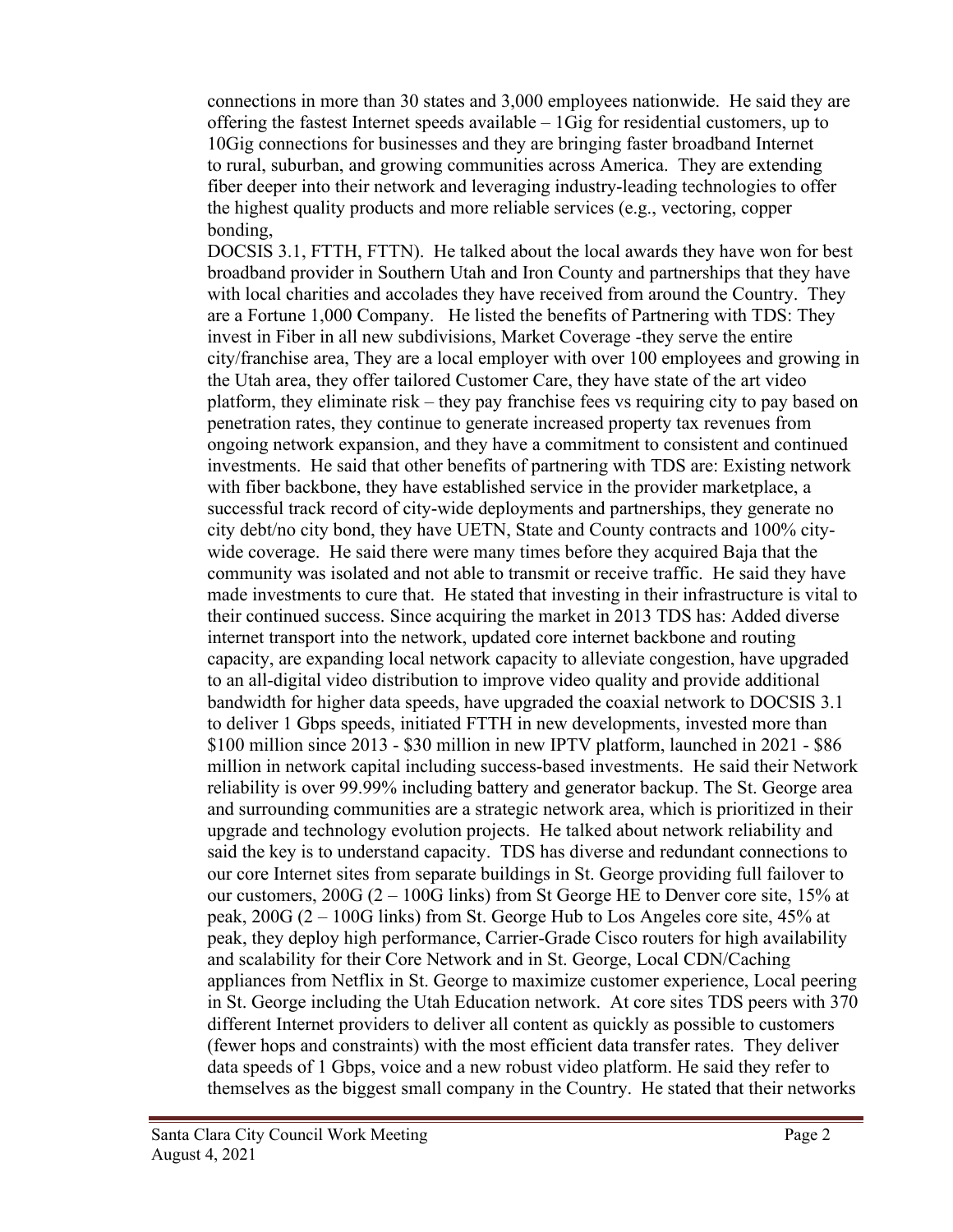connections in more than 30 states and 3,000 employees nationwide. He said they are offering the fastest Internet speeds available – 1Gig for residential customers, up to 10Gig connections for businesses and they are bringing faster broadband Internet to rural, suburban, and growing communities across America. They are extending fiber deeper into their network and leveraging industry-leading technologies to offer the highest quality products and more reliable services (e.g., vectoring, copper bonding,
DOCSIS 3.1, FTTH, FTTN). He talked about the local awards they have won for best broadband provider in Southern Utah and Iron County and partnerships that they have with local charities and accolades they have received from around the Country. They are a Fortune 1,000 Company. He listed the benefits of Partnering with TDS: They invest in Fiber in all new subdivisions, Market Coverage -they serve the entire city/franchise area, They are a local employer with over 100 employees and growing in the Utah area, they offer tailored Customer Care, they have state of the art video platform, they eliminate risk – they pay franchise fees vs requiring city to pay based on penetration rates, they continue to generate increased property tax revenues from ongoing network expansion, and they have a commitment to consistent and continued investments. He said that other benefits of partnering with TDS are: Existing network with fiber backbone, they have established service in the provider marketplace, a successful track record of city-wide deployments and partnerships, they generate no city debt/no city bond, they have UETN, State and County contracts and 100% city-wide coverage. He said there were many times before they acquired Baja that the community was isolated and not able to transmit or receive traffic. He said they have made investments to cure that. He stated that investing in their infrastructure is vital to their continued success. Since acquiring the market in 2013 TDS has: Added diverse internet transport into the network, updated core internet backbone and routing capacity, are expanding local network capacity to alleviate congestion, have upgraded to an all-digital video distribution to improve video quality and provide additional bandwidth for higher data speeds, have upgraded the coaxial network to DOCSIS 3.1 to deliver 1 Gbps speeds, initiated FTTH in new developments, invested more than $100 million since 2013 - $30 million in new IPTV platform, launched in 2021 - $86 million in network capital including success-based investments. He said their Network reliability is over 99.99% including battery and generator backup. The St. George area and surrounding communities are a strategic network area, which is prioritized in their upgrade and technology evolution projects. He talked about network reliability and said the key is to understand capacity. TDS has diverse and redundant connections to our core Internet sites from separate buildings in St. George providing full failover to our customers, 200G (2 – 100G links) from St George HE to Denver core site, 15% at peak, 200G (2 – 100G links) from St. George Hub to Los Angeles core site, 45% at peak, they deploy high performance, Carrier-Grade Cisco routers for high availability and scalability for their Core Network and in St. George, Local CDN/Caching appliances from Netflix in St. George to maximize customer experience, Local peering in St. George including the Utah Education network. At core sites TDS peers with 370 different Internet providers to deliver all content as quickly as possible to customers (fewer hops and constraints) with the most efficient data transfer rates. They deliver data speeds of 1 Gbps, voice and a new robust video platform. He said they refer to themselves as the biggest small company in the Country. He stated that their networks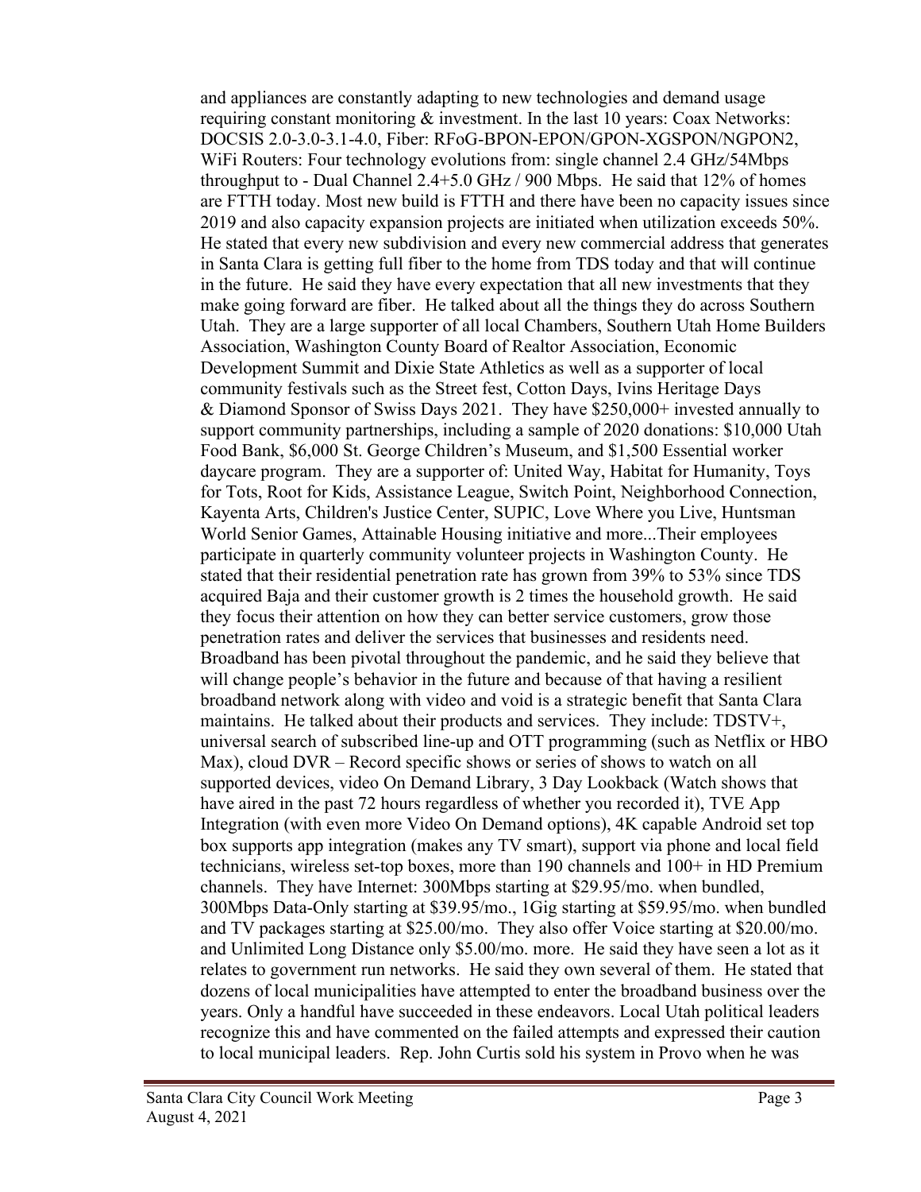and appliances are constantly adapting to new technologies and demand usage requiring constant monitoring & investment. In the last 10 years: Coax Networks: DOCSIS 2.0-3.0-3.1-4.0, Fiber: RFoG-BPON-EPON/GPON-XGSPON/NGPON2, WiFi Routers: Four technology evolutions from: single channel 2.4 GHz/54Mbps throughput to - Dual Channel 2.4+5.0 GHz / 900 Mbps. He said that 12% of homes are FTTH today. Most new build is FTTH and there have been no capacity issues since 2019 and also capacity expansion projects are initiated when utilization exceeds 50%. He stated that every new subdivision and every new commercial address that generates in Santa Clara is getting full fiber to the home from TDS today and that will continue in the future. He said they have every expectation that all new investments that they make going forward are fiber. He talked about all the things they do across Southern Utah. They are a large supporter of all local Chambers, Southern Utah Home Builders Association, Washington County Board of Realtor Association, Economic Development Summit and Dixie State Athletics as well as a supporter of local community festivals such as the Street fest, Cotton Days, Ivins Heritage Days & Diamond Sponsor of Swiss Days 2021. They have $250,000+ invested annually to support community partnerships, including a sample of 2020 donations: $10,000 Utah Food Bank, $6,000 St. George Children's Museum, and $1,500 Essential worker daycare program. They are a supporter of: United Way, Habitat for Humanity, Toys for Tots, Root for Kids, Assistance League, Switch Point, Neighborhood Connection, Kayenta Arts, Children's Justice Center, SUPIC, Love Where you Live, Huntsman World Senior Games, Attainable Housing initiative and more...Their employees participate in quarterly community volunteer projects in Washington County. He stated that their residential penetration rate has grown from 39% to 53% since TDS acquired Baja and their customer growth is 2 times the household growth. He said they focus their attention on how they can better service customers, grow those penetration rates and deliver the services that businesses and residents need. Broadband has been pivotal throughout the pandemic, and he said they believe that will change people's behavior in the future and because of that having a resilient broadband network along with video and void is a strategic benefit that Santa Clara maintains. He talked about their products and services. They include: TDSTV+, universal search of subscribed line-up and OTT programming (such as Netflix or HBO Max), cloud DVR – Record specific shows or series of shows to watch on all supported devices, video On Demand Library, 3 Day Lookback (Watch shows that have aired in the past 72 hours regardless of whether you recorded it), TVE App Integration (with even more Video On Demand options), 4K capable Android set top box supports app integration (makes any TV smart), support via phone and local field technicians, wireless set-top boxes, more than 190 channels and 100+ in HD Premium channels. They have Internet: 300Mbps starting at $29.95/mo. when bundled, 300Mbps Data-Only starting at $39.95/mo., 1Gig starting at $59.95/mo. when bundled and TV packages starting at $25.00/mo. They also offer Voice starting at $20.00/mo. and Unlimited Long Distance only $5.00/mo. more. He said they have seen a lot as it relates to government run networks. He said they own several of them. He stated that dozens of local municipalities have attempted to enter the broadband business over the years. Only a handful have succeeded in these endeavors. Local Utah political leaders recognize this and have commented on the failed attempts and expressed their caution to local municipal leaders. Rep. John Curtis sold his system in Provo when he was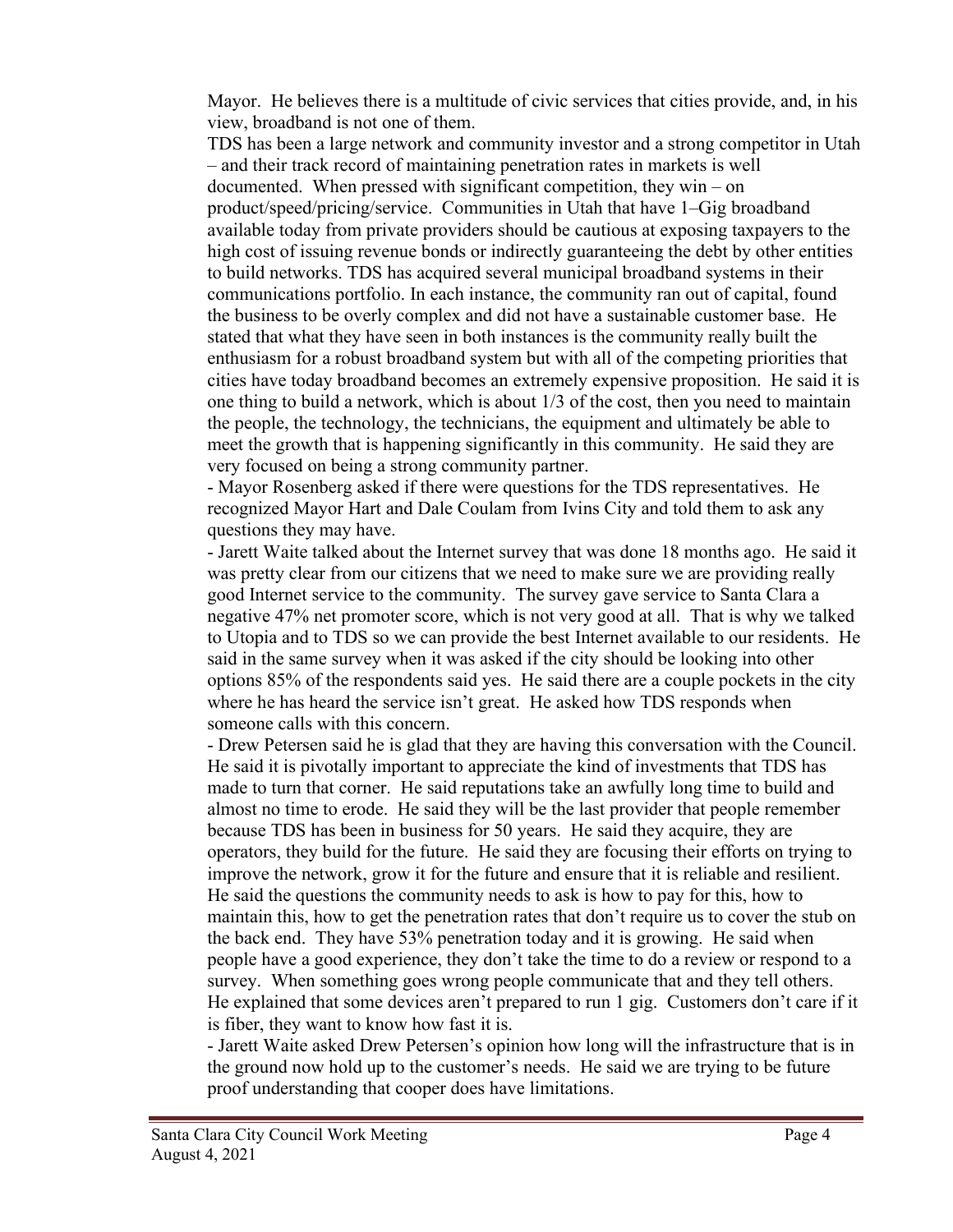Mayor. He believes there is a multitude of civic services that cities provide, and, in his view, broadband is not one of them.

TDS has been a large network and community investor and a strong competitor in Utah – and their track record of maintaining penetration rates in markets is well documented. When pressed with significant competition, they win – on product/speed/pricing/service. Communities in Utah that have 1–Gig broadband available today from private providers should be cautious at exposing taxpayers to the high cost of issuing revenue bonds or indirectly guaranteeing the debt by other entities to build networks. TDS has acquired several municipal broadband systems in their communications portfolio. In each instance, the community ran out of capital, found the business to be overly complex and did not have a sustainable customer base. He stated that what they have seen in both instances is the community really built the enthusiasm for a robust broadband system but with all of the competing priorities that cities have today broadband becomes an extremely expensive proposition. He said it is one thing to build a network, which is about 1/3 of the cost, then you need to maintain the people, the technology, the technicians, the equipment and ultimately be able to meet the growth that is happening significantly in this community. He said they are very focused on being a strong community partner.

- Mayor Rosenberg asked if there were questions for the TDS representatives. He recognized Mayor Hart and Dale Coulam from Ivins City and told them to ask any questions they may have.
- Jarett Waite talked about the Internet survey that was done 18 months ago. He said it was pretty clear from our citizens that we need to make sure we are providing really good Internet service to the community. The survey gave service to Santa Clara a negative 47% net promoter score, which is not very good at all. That is why we talked to Utopia and to TDS so we can provide the best Internet available to our residents. He said in the same survey when it was asked if the city should be looking into other options 85% of the respondents said yes. He said there are a couple pockets in the city where he has heard the service isn't great. He asked how TDS responds when someone calls with this concern.
- Drew Petersen said he is glad that they are having this conversation with the Council. He said it is pivotally important to appreciate the kind of investments that TDS has made to turn that corner. He said reputations take an awfully long time to build and almost no time to erode. He said they will be the last provider that people remember because TDS has been in business for 50 years. He said they acquire, they are operators, they build for the future. He said they are focusing their efforts on trying to improve the network, grow it for the future and ensure that it is reliable and resilient. He said the questions the community needs to ask is how to pay for this, how to maintain this, how to get the penetration rates that don't require us to cover the stub on the back end. They have 53% penetration today and it is growing. He said when people have a good experience, they don't take the time to do a review or respond to a survey. When something goes wrong people communicate that and they tell others. He explained that some devices aren't prepared to run 1 gig. Customers don't care if it is fiber, they want to know how fast it is.
- Jarett Waite asked Drew Petersen's opinion how long will the infrastructure that is in the ground now hold up to the customer's needs. He said we are trying to be future proof understanding that cooper does have limitations.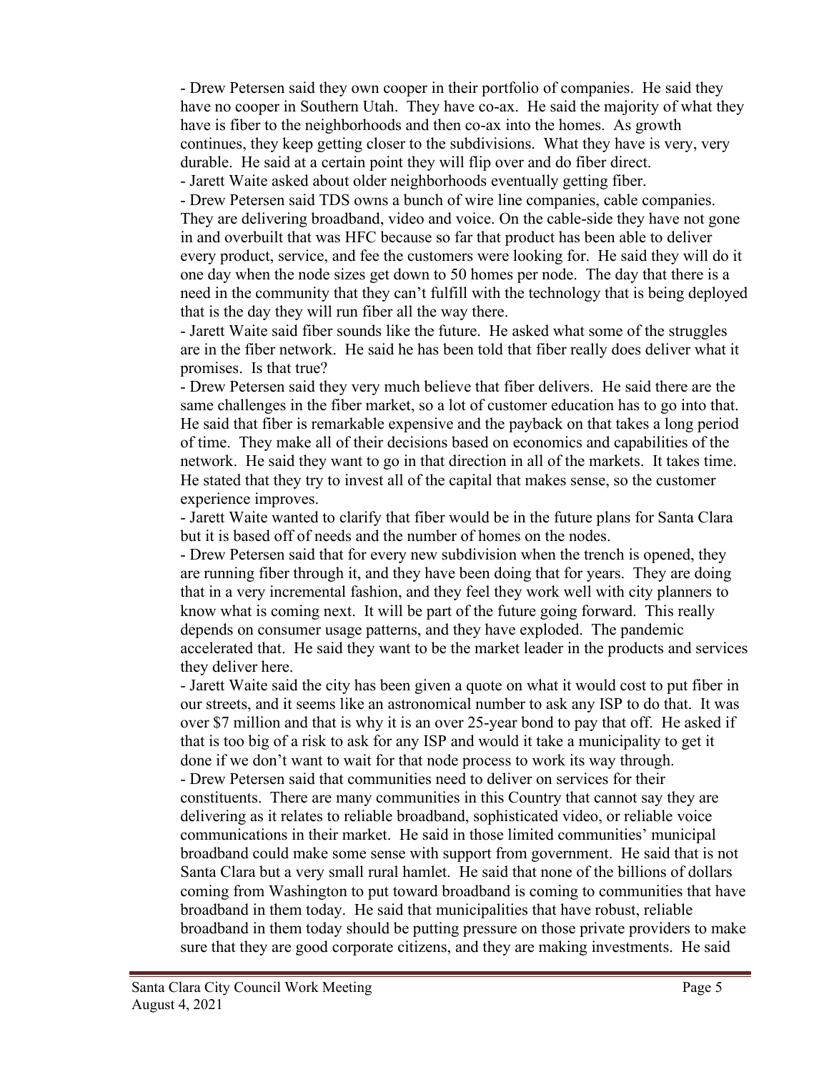- Drew Petersen said they own cooper in their portfolio of companies. He said they have no cooper in Southern Utah. They have co-ax. He said the majority of what they have is fiber to the neighborhoods and then co-ax into the homes. As growth continues, they keep getting closer to the subdivisions. What they have is very, very durable. He said at a certain point they will flip over and do fiber direct.

- Jarett Waite asked about older neighborhoods eventually getting fiber.

- Drew Petersen said TDS owns a bunch of wire line companies, cable companies. They are delivering broadband, video and voice. On the cable-side they have not gone in and overbuilt that was HFC because so far that product has been able to deliver every product, service, and fee the customers were looking for. He said they will do it one day when the node sizes get down to 50 homes per node. The day that there is a need in the community that they can't fulfill with the technology that is being deployed that is the day they will run fiber all the way there.

- Jarett Waite said fiber sounds like the future. He asked what some of the struggles are in the fiber network. He said he has been told that fiber really does deliver what it promises. Is that true?

- Drew Petersen said they very much believe that fiber delivers. He said there are the same challenges in the fiber market, so a lot of customer education has to go into that. He said that fiber is remarkable expensive and the payback on that takes a long period of time. They make all of their decisions based on economics and capabilities of the network. He said they want to go in that direction in all of the markets. It takes time. He stated that they try to invest all of the capital that makes sense, so the customer experience improves.

- Jarett Waite wanted to clarify that fiber would be in the future plans for Santa Clara but it is based off of needs and the number of homes on the nodes.

- Drew Petersen said that for every new subdivision when the trench is opened, they are running fiber through it, and they have been doing that for years. They are doing that in a very incremental fashion, and they feel they work well with city planners to know what is coming next. It will be part of the future going forward. This really depends on consumer usage patterns, and they have exploded. The pandemic accelerated that. He said they want to be the market leader in the products and services they deliver here.

- Jarett Waite said the city has been given a quote on what it would cost to put fiber in our streets, and it seems like an astronomical number to ask any ISP to do that. It was over $7 million and that is why it is an over 25-year bond to pay that off. He asked if that is too big of a risk to ask for any ISP and would it take a municipality to get it done if we don't want to wait for that node process to work its way through.

- Drew Petersen said that communities need to deliver on services for their constituents. There are many communities in this Country that cannot say they are delivering as it relates to reliable broadband, sophisticated video, or reliable voice communications in their market. He said in those limited communities' municipal broadband could make some sense with support from government. He said that is not Santa Clara but a very small rural hamlet. He said that none of the billions of dollars coming from Washington to put toward broadband is coming to communities that have broadband in them today. He said that municipalities that have robust, reliable broadband in them today should be putting pressure on those private providers to make sure that they are good corporate citizens, and they are making investments. He said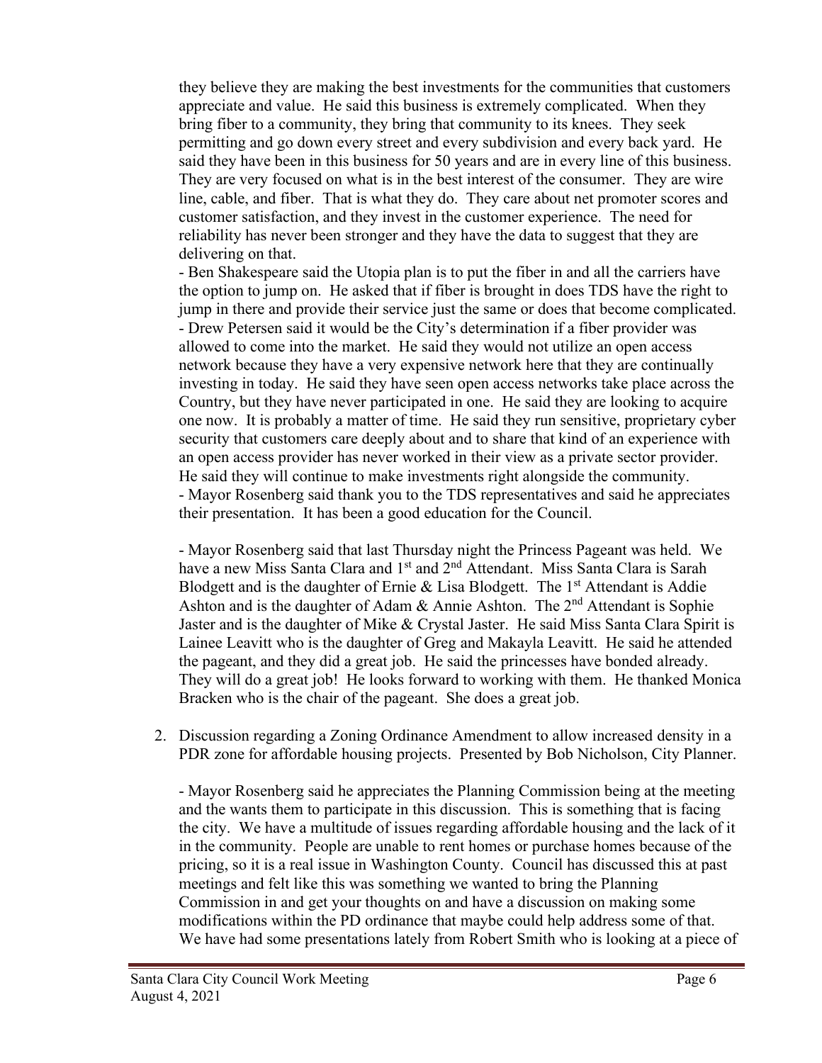they believe they are making the best investments for the communities that customers appreciate and value. He said this business is extremely complicated. When they bring fiber to a community, they bring that community to its knees. They seek permitting and go down every street and every subdivision and every back yard. He said they have been in this business for 50 years and are in every line of this business. They are very focused on what is in the best interest of the consumer. They are wire line, cable, and fiber. That is what they do. They care about net promoter scores and customer satisfaction, and they invest in the customer experience. The need for reliability has never been stronger and they have the data to suggest that they are delivering on that.

- Ben Shakespeare said the Utopia plan is to put the fiber in and all the carriers have the option to jump on. He asked that if fiber is brought in does TDS have the right to jump in there and provide their service just the same or does that become complicated.
- Drew Petersen said it would be the City's determination if a fiber provider was allowed to come into the market. He said they would not utilize an open access network because they have a very expensive network here that they are continually investing in today. He said they have seen open access networks take place across the Country, but they have never participated in one. He said they are looking to acquire one now. It is probably a matter of time. He said they run sensitive, proprietary cyber security that customers care deeply about and to share that kind of an experience with an open access provider has never worked in their view as a private sector provider. He said they will continue to make investments right alongside the community.
- Mayor Rosenberg said thank you to the TDS representatives and said he appreciates their presentation. It has been a good education for the Council.

- Mayor Rosenberg said that last Thursday night the Princess Pageant was held. We have a new Miss Santa Clara and 1st and 2nd Attendant. Miss Santa Clara is Sarah Blodgett and is the daughter of Ernie & Lisa Blodgett. The 1st Attendant is Addie Ashton and is the daughter of Adam & Annie Ashton. The 2nd Attendant is Sophie Jaster and is the daughter of Mike & Crystal Jaster. He said Miss Santa Clara Spirit is Lainee Leavitt who is the daughter of Greg and Makayla Leavitt. He said he attended the pageant, and they did a great job. He said the princesses have bonded already. They will do a great job! He looks forward to working with them. He thanked Monica Bracken who is the chair of the pageant. She does a great job.

2. Discussion regarding a Zoning Ordinance Amendment to allow increased density in a PDR zone for affordable housing projects. Presented by Bob Nicholson, City Planner.

   - Mayor Rosenberg said he appreciates the Planning Commission being at the meeting and the wants them to participate in this discussion. This is something that is facing the city. We have a multitude of issues regarding affordable housing and the lack of it in the community. People are unable to rent homes or purchase homes because of the pricing, so it is a real issue in Washington County. Council has discussed this at past meetings and felt like this was something we wanted to bring the Planning Commission in and get your thoughts on and have a discussion on making some modifications within the PD ordinance that maybe could help address some of that. We have had some presentations lately from Robert Smith who is looking at a piece of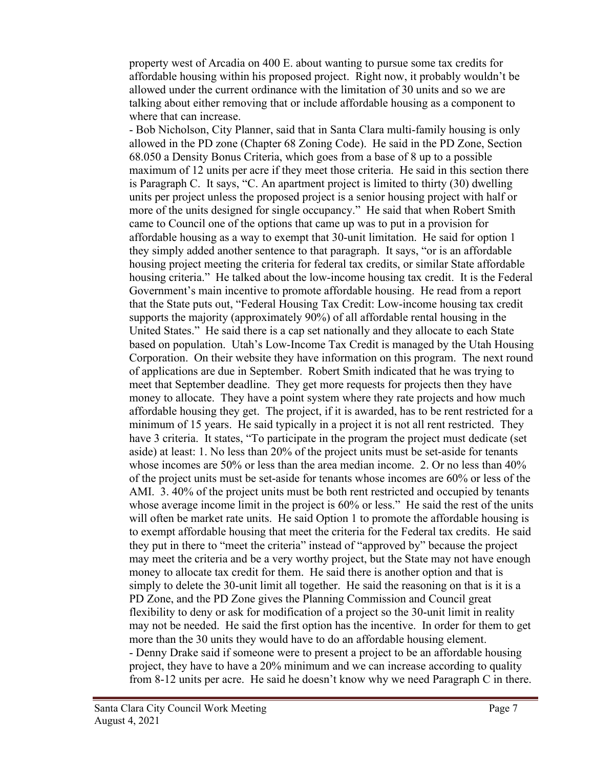property west of Arcadia on 400 E. about wanting to pursue some tax credits for affordable housing within his proposed project. Right now, it probably wouldn't be allowed under the current ordinance with the limitation of 30 units and so we are talking about either removing that or include affordable housing as a component to where that can increase.

- Bob Nicholson, City Planner, said that in Santa Clara multi-family housing is only allowed in the PD zone (Chapter 68 Zoning Code). He said in the PD Zone, Section 68.050 a Density Bonus Criteria, which goes from a base of 8 up to a possible maximum of 12 units per acre if they meet those criteria. He said in this section there is Paragraph C. It says, "C. An apartment project is limited to thirty (30) dwelling units per project unless the proposed project is a senior housing project with half or more of the units designed for single occupancy." He said that when Robert Smith came to Council one of the options that came up was to put in a provision for affordable housing as a way to exempt that 30-unit limitation. He said for option 1 they simply added another sentence to that paragraph. It says, "or is an affordable housing project meeting the criteria for federal tax credits, or similar State affordable housing criteria." He talked about the low-income housing tax credit. It is the Federal Government's main incentive to promote affordable housing. He read from a report that the State puts out, "Federal Housing Tax Credit: Low-income housing tax credit supports the majority (approximately 90%) of all affordable rental housing in the United States." He said there is a cap set nationally and they allocate to each State based on population. Utah's Low-Income Tax Credit is managed by the Utah Housing Corporation. On their website they have information on this program. The next round of applications are due in September. Robert Smith indicated that he was trying to meet that September deadline. They get more requests for projects then they have money to allocate. They have a point system where they rate projects and how much affordable housing they get. The project, if it is awarded, has to be rent restricted for a minimum of 15 years. He said typically in a project it is not all rent restricted. They have 3 criteria. It states, "To participate in the program the project must dedicate (set aside) at least: 1. No less than 20% of the project units must be set-aside for tenants whose incomes are 50% or less than the area median income. 2. Or no less than 40% of the project units must be set-aside for tenants whose incomes are 60% or less of the AMI. 3. 40% of the project units must be both rent restricted and occupied by tenants whose average income limit in the project is 60% or less." He said the rest of the units will often be market rate units. He said Option 1 to promote the affordable housing is to exempt affordable housing that meet the criteria for the Federal tax credits. He said they put in there to "meet the criteria" instead of "approved by" because the project may meet the criteria and be a very worthy project, but the State may not have enough money to allocate tax credit for them. He said there is another option and that is simply to delete the 30-unit limit all together. He said the reasoning on that is it is a PD Zone, and the PD Zone gives the Planning Commission and Council great flexibility to deny or ask for modification of a project so the 30-unit limit in reality may not be needed. He said the first option has the incentive. In order for them to get more than the 30 units they would have to do an affordable housing element.

- Denny Drake said if someone were to present a project to be an affordable housing project, they have to have a 20% minimum and we can increase according to quality from 8-12 units per acre. He said he doesn't know why we need Paragraph C in there.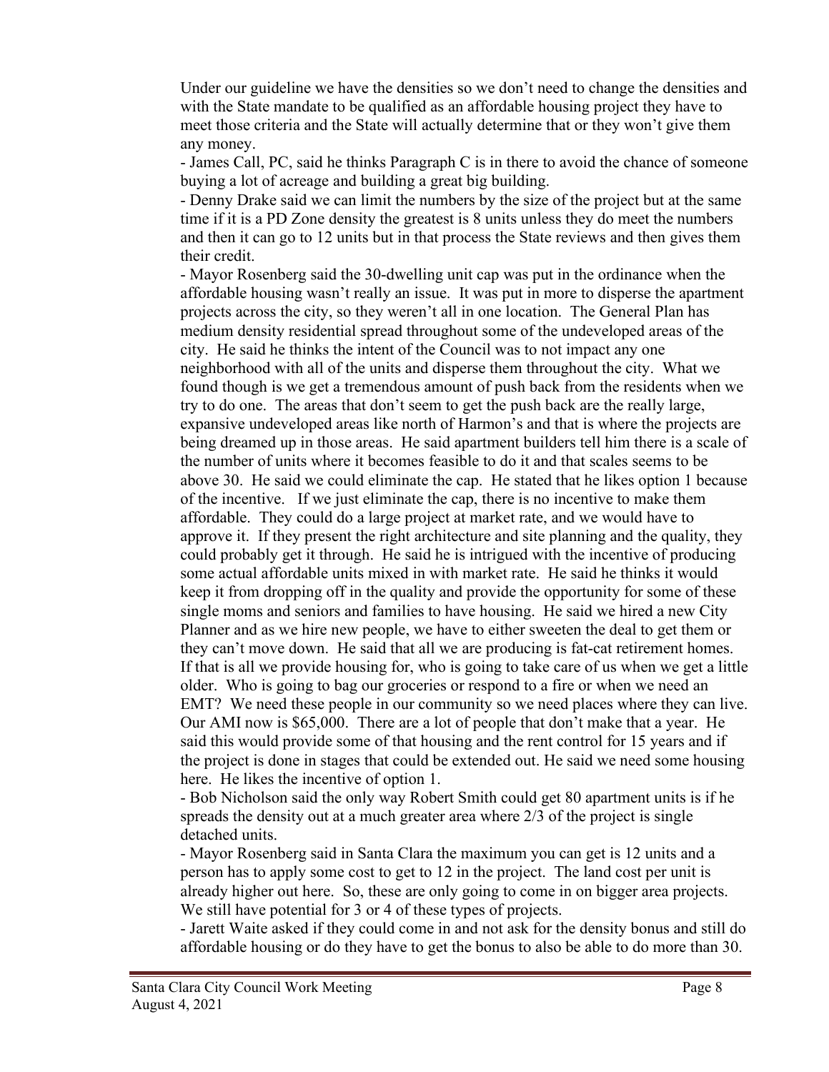Under our guideline we have the densities so we don't need to change the densities and with the State mandate to be qualified as an affordable housing project they have to meet those criteria and the State will actually determine that or they won't give them any money.

- James Call, PC, said he thinks Paragraph C is in there to avoid the chance of someone buying a lot of acreage and building a great big building.
- Denny Drake said we can limit the numbers by the size of the project but at the same time if it is a PD Zone density the greatest is 8 units unless they do meet the numbers and then it can go to 12 units but in that process the State reviews and then gives them their credit.
- Mayor Rosenberg said the 30-dwelling unit cap was put in the ordinance when the affordable housing wasn't really an issue. It was put in more to disperse the apartment projects across the city, so they weren't all in one location. The General Plan has medium density residential spread throughout some of the undeveloped areas of the city. He said he thinks the intent of the Council was to not impact any one neighborhood with all of the units and disperse them throughout the city. What we found though is we get a tremendous amount of push back from the residents when we try to do one. The areas that don't seem to get the push back are the really large, expansive undeveloped areas like north of Harmon's and that is where the projects are being dreamed up in those areas. He said apartment builders tell him there is a scale of the number of units where it becomes feasible to do it and that scales seems to be above 30. He said we could eliminate the cap. He stated that he likes option 1 because of the incentive. If we just eliminate the cap, there is no incentive to make them affordable. They could do a large project at market rate, and we would have to approve it. If they present the right architecture and site planning and the quality, they could probably get it through. He said he is intrigued with the incentive of producing some actual affordable units mixed in with market rate. He said he thinks it would keep it from dropping off in the quality and provide the opportunity for some of these single moms and seniors and families to have housing. He said we hired a new City Planner and as we hire new people, we have to either sweeten the deal to get them or they can't move down. He said that all we are producing is fat-cat retirement homes. If that is all we provide housing for, who is going to take care of us when we get a little older. Who is going to bag our groceries or respond to a fire or when we need an EMT? We need these people in our community so we need places where they can live. Our AMI now is $65,000. There are a lot of people that don't make that a year. He said this would provide some of that housing and the rent control for 15 years and if the project is done in stages that could be extended out. He said we need some housing here. He likes the incentive of option 1.
- Bob Nicholson said the only way Robert Smith could get 80 apartment units is if he spreads the density out at a much greater area where 2/3 of the project is single detached units.
- Mayor Rosenberg said in Santa Clara the maximum you can get is 12 units and a person has to apply some cost to get to 12 in the project. The land cost per unit is already higher out here. So, these are only going to come in on bigger area projects. We still have potential for 3 or 4 of these types of projects.
- Jarett Waite asked if they could come in and not ask for the density bonus and still do affordable housing or do they have to get the bonus to also be able to do more than 30.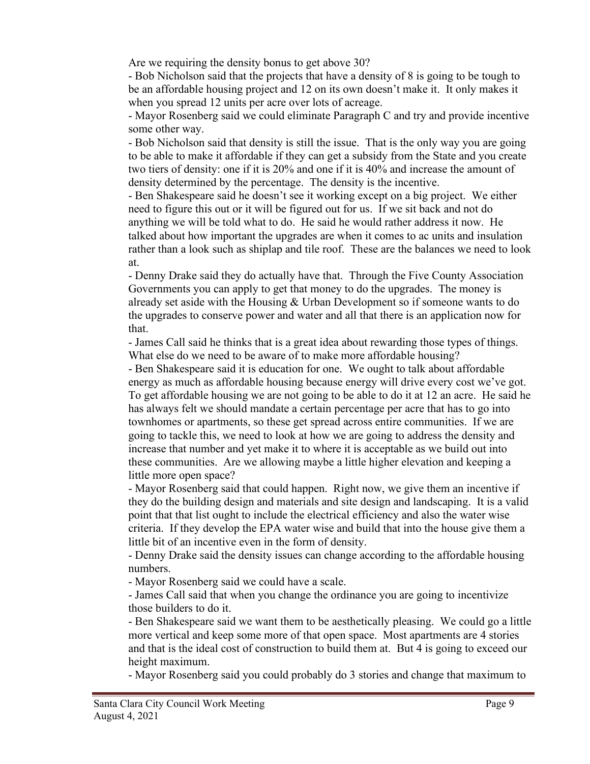Are we requiring the density bonus to get above 30?

- Bob Nicholson said that the projects that have a density of 8 is going to be tough to be an affordable housing project and 12 on its own doesn't make it. It only makes it when you spread 12 units per acre over lots of acreage.
- Mayor Rosenberg said we could eliminate Paragraph C and try and provide incentive some other way.
- Bob Nicholson said that density is still the issue. That is the only way you are going to be able to make it affordable if they can get a subsidy from the State and you create two tiers of density: one if it is 20% and one if it is 40% and increase the amount of density determined by the percentage. The density is the incentive.
- Ben Shakespeare said he doesn't see it working except on a big project. We either need to figure this out or it will be figured out for us. If we sit back and not do anything we will be told what to do. He said he would rather address it now. He talked about how important the upgrades are when it comes to ac units and insulation rather than a look such as shiplap and tile roof. These are the balances we need to look at.
- Denny Drake said they do actually have that. Through the Five County Association Governments you can apply to get that money to do the upgrades. The money is already set aside with the Housing & Urban Development so if someone wants to do the upgrades to conserve power and water and all that there is an application now for that.
- James Call said he thinks that is a great idea about rewarding those types of things. What else do we need to be aware of to make more affordable housing?
- Ben Shakespeare said it is education for one. We ought to talk about affordable energy as much as affordable housing because energy will drive every cost we've got. To get affordable housing we are not going to be able to do it at 12 an acre. He said he has always felt we should mandate a certain percentage per acre that has to go into townhomes or apartments, so these get spread across entire communities. If we are going to tackle this, we need to look at how we are going to address the density and increase that number and yet make it to where it is acceptable as we build out into these communities. Are we allowing maybe a little higher elevation and keeping a little more open space?
- Mayor Rosenberg said that could happen. Right now, we give them an incentive if they do the building design and materials and site design and landscaping. It is a valid point that that list ought to include the electrical efficiency and also the water wise criteria. If they develop the EPA water wise and build that into the house give them a little bit of an incentive even in the form of density.
- Denny Drake said the density issues can change according to the affordable housing numbers.
- Mayor Rosenberg said we could have a scale.
- James Call said that when you change the ordinance you are going to incentivize those builders to do it.
- Ben Shakespeare said we want them to be aesthetically pleasing. We could go a little more vertical and keep some more of that open space. Most apartments are 4 stories and that is the ideal cost of construction to build them at. But 4 is going to exceed our height maximum.
- Mayor Rosenberg said you could probably do 3 stories and change that maximum to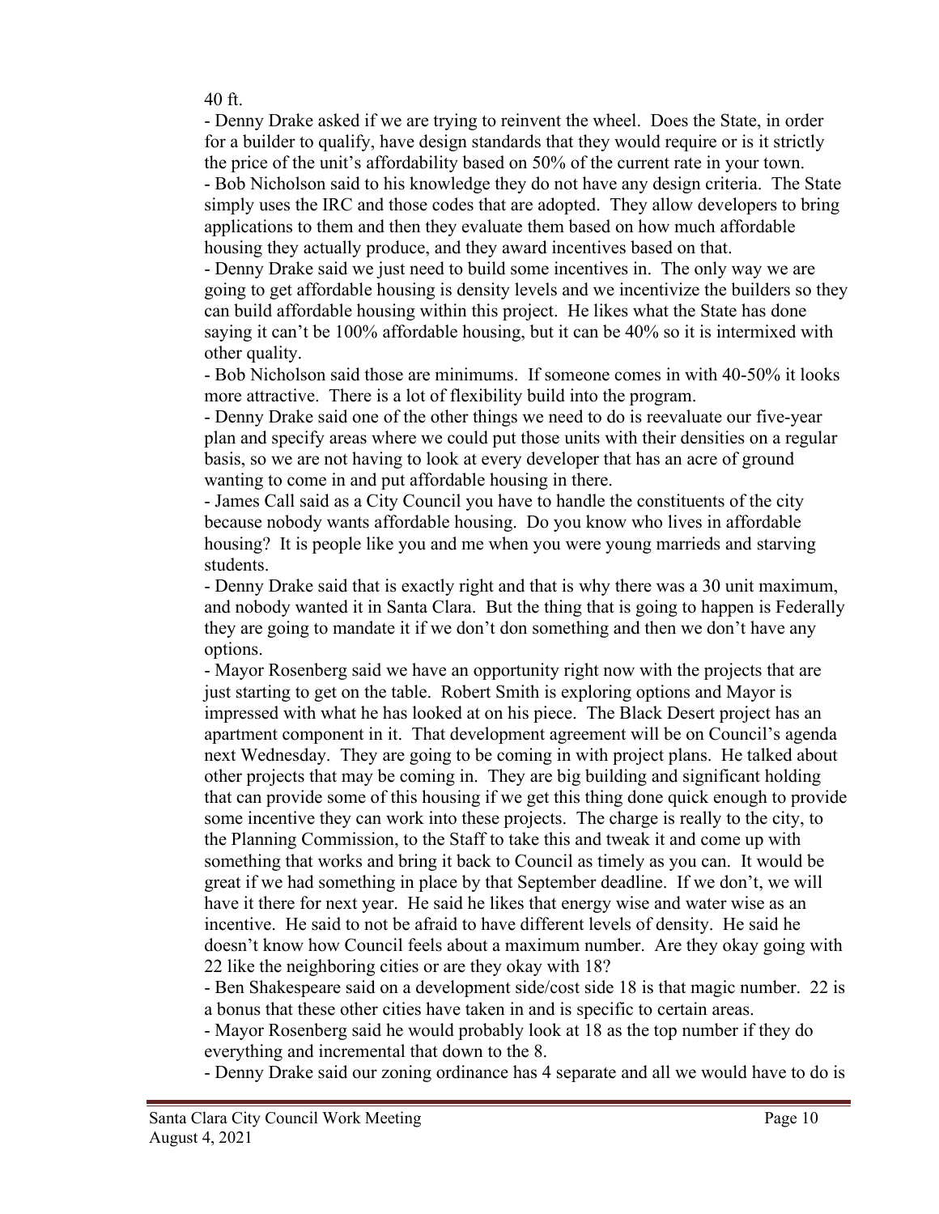40 ft.

- Denny Drake asked if we are trying to reinvent the wheel. Does the State, in order for a builder to qualify, have design standards that they would require or is it strictly the price of the unit's affordability based on 50% of the current rate in your town.
- Bob Nicholson said to his knowledge they do not have any design criteria. The State simply uses the IRC and those codes that are adopted. They allow developers to bring applications to them and then they evaluate them based on how much affordable housing they actually produce, and they award incentives based on that.
- Denny Drake said we just need to build some incentives in. The only way we are going to get affordable housing is density levels and we incentivize the builders so they can build affordable housing within this project. He likes what the State has done saying it can't be 100% affordable housing, but it can be 40% so it is intermixed with other quality.
- Bob Nicholson said those are minimums. If someone comes in with 40-50% it looks more attractive. There is a lot of flexibility build into the program.
- Denny Drake said one of the other things we need to do is reevaluate our five-year plan and specify areas where we could put those units with their densities on a regular basis, so we are not having to look at every developer that has an acre of ground wanting to come in and put affordable housing in there.
- James Call said as a City Council you have to handle the constituents of the city because nobody wants affordable housing. Do you know who lives in affordable housing? It is people like you and me when you were young marrieds and starving students.
- Denny Drake said that is exactly right and that is why there was a 30 unit maximum, and nobody wanted it in Santa Clara. But the thing that is going to happen is Federally they are going to mandate it if we don't don something and then we don't have any options.
- Mayor Rosenberg said we have an opportunity right now with the projects that are just starting to get on the table. Robert Smith is exploring options and Mayor is impressed with what he has looked at on his piece. The Black Desert project has an apartment component in it. That development agreement will be on Council's agenda next Wednesday. They are going to be coming in with project plans. He talked about other projects that may be coming in. They are big building and significant holding that can provide some of this housing if we get this thing done quick enough to provide some incentive they can work into these projects. The charge is really to the city, to the Planning Commission, to the Staff to take this and tweak it and come up with something that works and bring it back to Council as timely as you can. It would be great if we had something in place by that September deadline. If we don't, we will have it there for next year. He said he likes that energy wise and water wise as an incentive. He said to not be afraid to have different levels of density. He said he doesn't know how Council feels about a maximum number. Are they okay going with 22 like the neighboring cities or are they okay with 18?
- Ben Shakespeare said on a development side/cost side 18 is that magic number. 22 is a bonus that these other cities have taken in and is specific to certain areas.
- Mayor Rosenberg said he would probably look at 18 as the top number if they do everything and incremental that down to the 8.
- Denny Drake said our zoning ordinance has 4 separate and all we would have to do is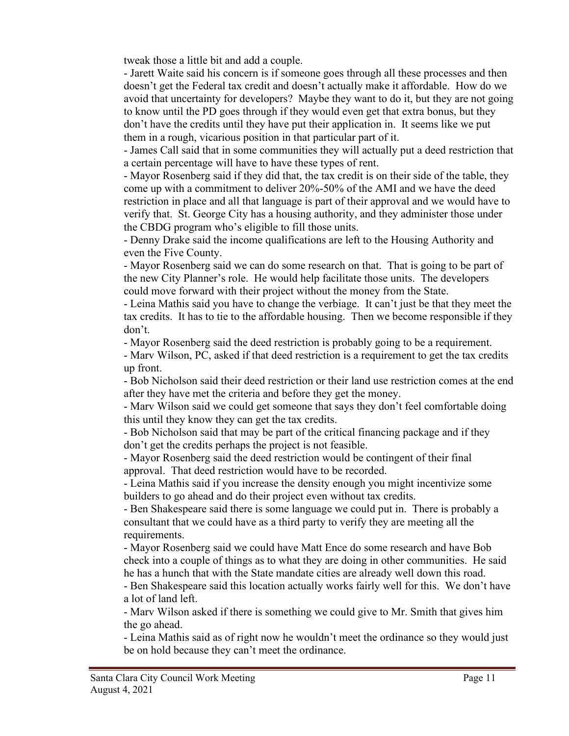tweak those a little bit and add a couple.

- Jarett Waite said his concern is if someone goes through all these processes and then doesn't get the Federal tax credit and doesn't actually make it affordable. How do we avoid that uncertainty for developers? Maybe they want to do it, but they are not going to know until the PD goes through if they would even get that extra bonus, but they don't have the credits until they have put their application in. It seems like we put them in a rough, vicarious position in that particular part of it.
- James Call said that in some communities they will actually put a deed restriction that a certain percentage will have to have these types of rent.
- Mayor Rosenberg said if they did that, the tax credit is on their side of the table, they come up with a commitment to deliver 20%-50% of the AMI and we have the deed restriction in place and all that language is part of their approval and we would have to verify that. St. George City has a housing authority, and they administer those under the CBDG program who's eligible to fill those units.
- Denny Drake said the income qualifications are left to the Housing Authority and even the Five County.
- Mayor Rosenberg said we can do some research on that. That is going to be part of the new City Planner's role. He would help facilitate those units. The developers could move forward with their project without the money from the State.
- Leina Mathis said you have to change the verbiage. It can't just be that they meet the tax credits. It has to tie to the affordable housing. Then we become responsible if they don't.
- Mayor Rosenberg said the deed restriction is probably going to be a requirement.
- Marv Wilson, PC, asked if that deed restriction is a requirement to get the tax credits up front.
- Bob Nicholson said their deed restriction or their land use restriction comes at the end after they have met the criteria and before they get the money.
- Marv Wilson said we could get someone that says they don't feel comfortable doing this until they know they can get the tax credits.
- Bob Nicholson said that may be part of the critical financing package and if they don't get the credits perhaps the project is not feasible.
- Mayor Rosenberg said the deed restriction would be contingent of their final approval. That deed restriction would have to be recorded.
- Leina Mathis said if you increase the density enough you might incentivize some builders to go ahead and do their project even without tax credits.
- Ben Shakespeare said there is some language we could put in. There is probably a consultant that we could have as a third party to verify they are meeting all the requirements.
- Mayor Rosenberg said we could have Matt Ence do some research and have Bob check into a couple of things as to what they are doing in other communities. He said he has a hunch that with the State mandate cities are already well down this road.
- Ben Shakespeare said this location actually works fairly well for this. We don't have a lot of land left.
- Marv Wilson asked if there is something we could give to Mr. Smith that gives him the go ahead.
- Leina Mathis said as of right now he wouldn't meet the ordinance so they would just be on hold because they can't meet the ordinance.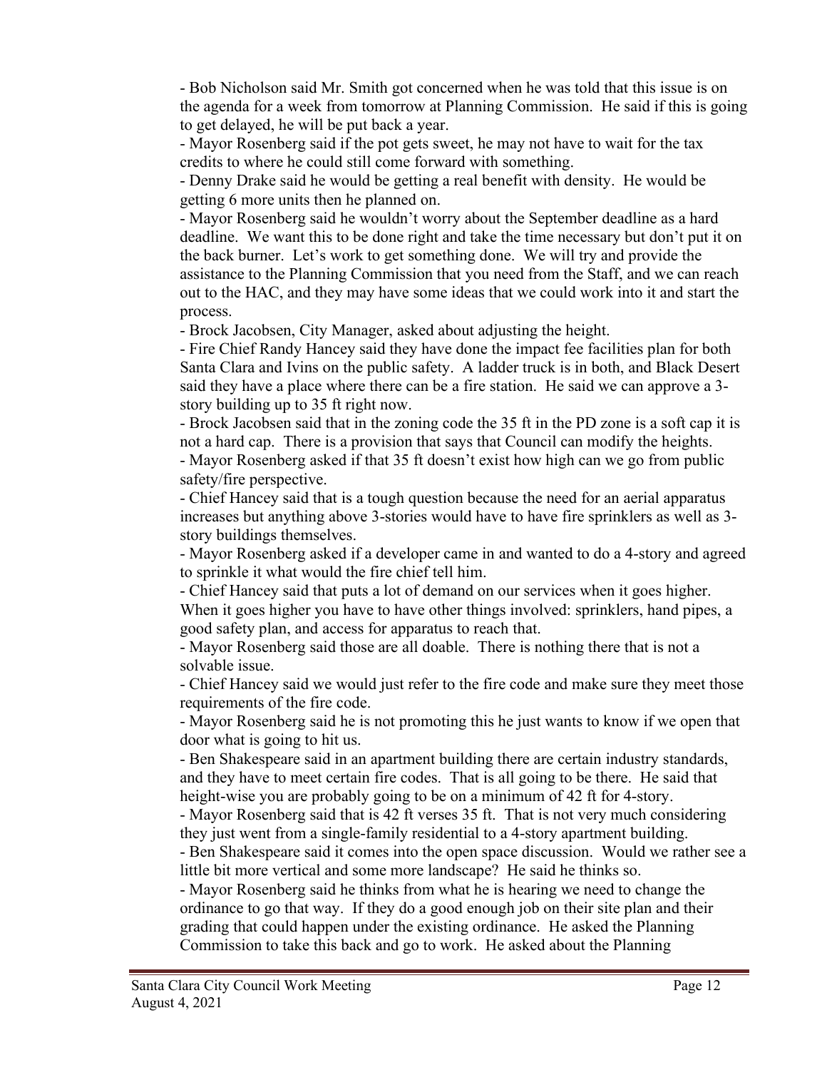- Bob Nicholson said Mr. Smith got concerned when he was told that this issue is on the agenda for a week from tomorrow at Planning Commission. He said if this is going to get delayed, he will be put back a year.

- Mayor Rosenberg said if the pot gets sweet, he may not have to wait for the tax credits to where he could still come forward with something.

- Denny Drake said he would be getting a real benefit with density. He would be getting 6 more units then he planned on.

- Mayor Rosenberg said he wouldn't worry about the September deadline as a hard deadline. We want this to be done right and take the time necessary but don't put it on the back burner. Let's work to get something done. We will try and provide the assistance to the Planning Commission that you need from the Staff, and we can reach out to the HAC, and they may have some ideas that we could work into it and start the process.

- Brock Jacobsen, City Manager, asked about adjusting the height.

- Fire Chief Randy Hancey said they have done the impact fee facilities plan for both Santa Clara and Ivins on the public safety. A ladder truck is in both, and Black Desert said they have a place where there can be a fire station. He said we can approve a 3-story building up to 35 ft right now.

- Brock Jacobsen said that in the zoning code the 35 ft in the PD zone is a soft cap it is not a hard cap. There is a provision that says that Council can modify the heights.

- Mayor Rosenberg asked if that 35 ft doesn't exist how high can we go from public safety/fire perspective.

- Chief Hancey said that is a tough question because the need for an aerial apparatus increases but anything above 3-stories would have to have fire sprinklers as well as 3-story buildings themselves.

- Mayor Rosenberg asked if a developer came in and wanted to do a 4-story and agreed to sprinkle it what would the fire chief tell him.

- Chief Hancey said that puts a lot of demand on our services when it goes higher. When it goes higher you have to have other things involved: sprinklers, hand pipes, a good safety plan, and access for apparatus to reach that.

- Mayor Rosenberg said those are all doable. There is nothing there that is not a solvable issue.

- Chief Hancey said we would just refer to the fire code and make sure they meet those requirements of the fire code.

- Mayor Rosenberg said he is not promoting this he just wants to know if we open that door what is going to hit us.

- Ben Shakespeare said in an apartment building there are certain industry standards, and they have to meet certain fire codes. That is all going to be there. He said that height-wise you are probably going to be on a minimum of 42 ft for 4-story.

- Mayor Rosenberg said that is 42 ft verses 35 ft. That is not very much considering they just went from a single-family residential to a 4-story apartment building.

- Ben Shakespeare said it comes into the open space discussion. Would we rather see a little bit more vertical and some more landscape? He said he thinks so.

- Mayor Rosenberg said he thinks from what he is hearing we need to change the ordinance to go that way. If they do a good enough job on their site plan and their grading that could happen under the existing ordinance. He asked the Planning Commission to take this back and go to work. He asked about the Planning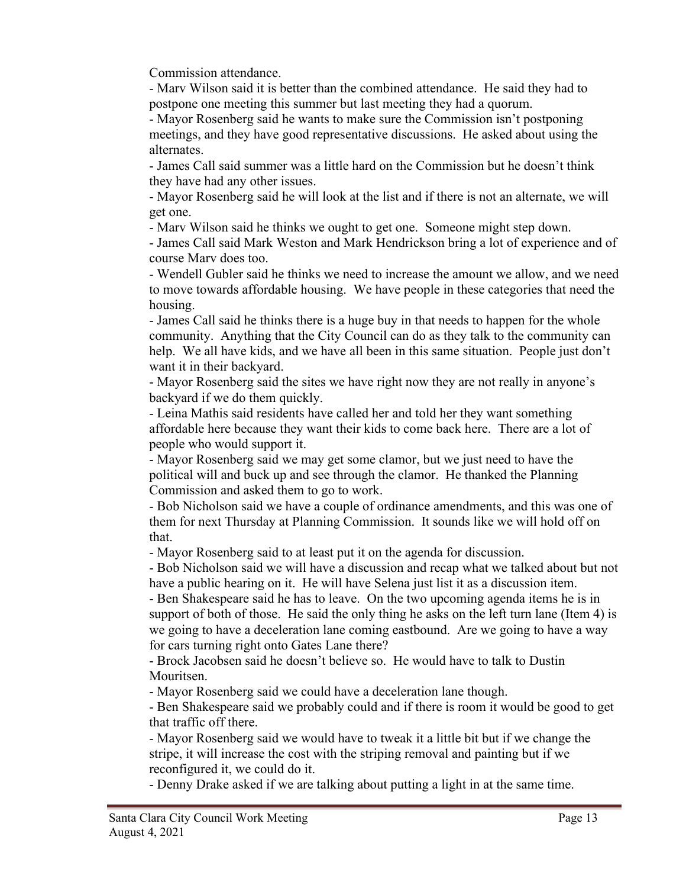Commission attendance.

- Marv Wilson said it is better than the combined attendance. He said they had to postpone one meeting this summer but last meeting they had a quorum.
- Mayor Rosenberg said he wants to make sure the Commission isn't postponing meetings, and they have good representative discussions. He asked about using the alternates.
- James Call said summer was a little hard on the Commission but he doesn't think they have had any other issues.
- Mayor Rosenberg said he will look at the list and if there is not an alternate, we will get one.
- Marv Wilson said he thinks we ought to get one. Someone might step down.
- James Call said Mark Weston and Mark Hendrickson bring a lot of experience and of course Marv does too.
- Wendell Gubler said he thinks we need to increase the amount we allow, and we need to move towards affordable housing. We have people in these categories that need the housing.
- James Call said he thinks there is a huge buy in that needs to happen for the whole community. Anything that the City Council can do as they talk to the community can help. We all have kids, and we have all been in this same situation. People just don't want it in their backyard.
- Mayor Rosenberg said the sites we have right now they are not really in anyone's backyard if we do them quickly.
- Leina Mathis said residents have called her and told her they want something affordable here because they want their kids to come back here. There are a lot of people who would support it.
- Mayor Rosenberg said we may get some clamor, but we just need to have the political will and buck up and see through the clamor. He thanked the Planning Commission and asked them to go to work.
- Bob Nicholson said we have a couple of ordinance amendments, and this was one of them for next Thursday at Planning Commission. It sounds like we will hold off on that.
- Mayor Rosenberg said to at least put it on the agenda for discussion.
- Bob Nicholson said we will have a discussion and recap what we talked about but not have a public hearing on it. He will have Selena just list it as a discussion item.
- Ben Shakespeare said he has to leave. On the two upcoming agenda items he is in support of both of those. He said the only thing he asks on the left turn lane (Item 4) is we going to have a deceleration lane coming eastbound. Are we going to have a way for cars turning right onto Gates Lane there?
- Brock Jacobsen said he doesn't believe so. He would have to talk to Dustin Mouritsen.
- Mayor Rosenberg said we could have a deceleration lane though.
- Ben Shakespeare said we probably could and if there is room it would be good to get that traffic off there.
- Mayor Rosenberg said we would have to tweak it a little bit but if we change the stripe, it will increase the cost with the striping removal and painting but if we reconfigured it, we could do it.
- Denny Drake asked if we are talking about putting a light in at the same time.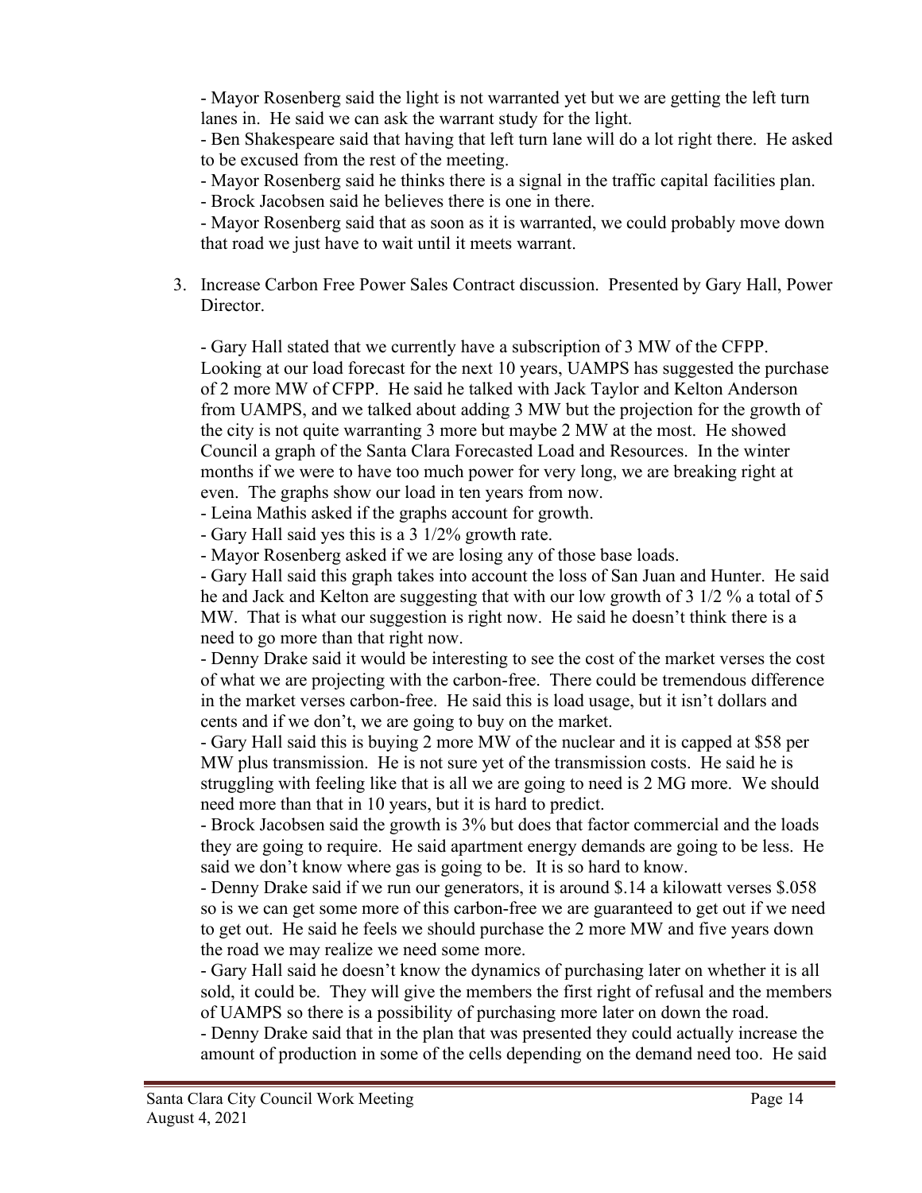- Mayor Rosenberg said the light is not warranted yet but we are getting the left turn lanes in. He said we can ask the warrant study for the light.
- Ben Shakespeare said that having that left turn lane will do a lot right there. He asked to be excused from the rest of the meeting.
- Mayor Rosenberg said he thinks there is a signal in the traffic capital facilities plan.
- Brock Jacobsen said he believes there is one in there.
- Mayor Rosenberg said that as soon as it is warranted, we could probably move down that road we just have to wait until it meets warrant.

3. Increase Carbon Free Power Sales Contract discussion. Presented by Gary Hall, Power Director.

   - Gary Hall stated that we currently have a subscription of 3 MW of the CFPP. Looking at our load forecast for the next 10 years, UAMPS has suggested the purchase of 2 more MW of CFPP. He said he talked with Jack Taylor and Kelton Anderson from UAMPS, and we talked about adding 3 MW but the projection for the growth of the city is not quite warranting 3 more but maybe 2 MW at the most. He showed Council a graph of the Santa Clara Forecasted Load and Resources. In the winter months if we were to have too much power for very long, we are breaking right at even. The graphs show our load in ten years from now.
   - Leina Mathis asked if the graphs account for growth.
   - Gary Hall said yes this is a 3 1/2% growth rate.
   - Mayor Rosenberg asked if we are losing any of those base loads.
   - Gary Hall said this graph takes into account the loss of San Juan and Hunter. He said he and Jack and Kelton are suggesting that with our low growth of 3 1/2 % a total of 5 MW. That is what our suggestion is right now. He said he doesn't think there is a need to go more than that right now.
   - Denny Drake said it would be interesting to see the cost of the market verses the cost of what we are projecting with the carbon-free. There could be tremendous difference in the market verses carbon-free. He said this is load usage, but it isn't dollars and cents and if we don't, we are going to buy on the market.
   - Gary Hall said this is buying 2 more MW of the nuclear and it is capped at $58 per MW plus transmission. He is not sure yet of the transmission costs. He said he is struggling with feeling like that is all we are going to need is 2 MG more. We should need more than that in 10 years, but it is hard to predict.
   - Brock Jacobsen said the growth is 3% but does that factor commercial and the loads they are going to require. He said apartment energy demands are going to be less. He said we don't know where gas is going to be. It is so hard to know.
   - Denny Drake said if we run our generators, it is around $.14 a kilowatt verses $.058 so is we can get some more of this carbon-free we are guaranteed to get out if we need to get out. He said he feels we should purchase the 2 more MW and five years down the road we may realize we need some more.
   - Gary Hall said he doesn't know the dynamics of purchasing later on whether it is all sold, it could be. They will give the members the first right of refusal and the members of UAMPS so there is a possibility of purchasing more later on down the road.
   - Denny Drake said that in the plan that was presented they could actually increase the amount of production in some of the cells depending on the demand need too. He said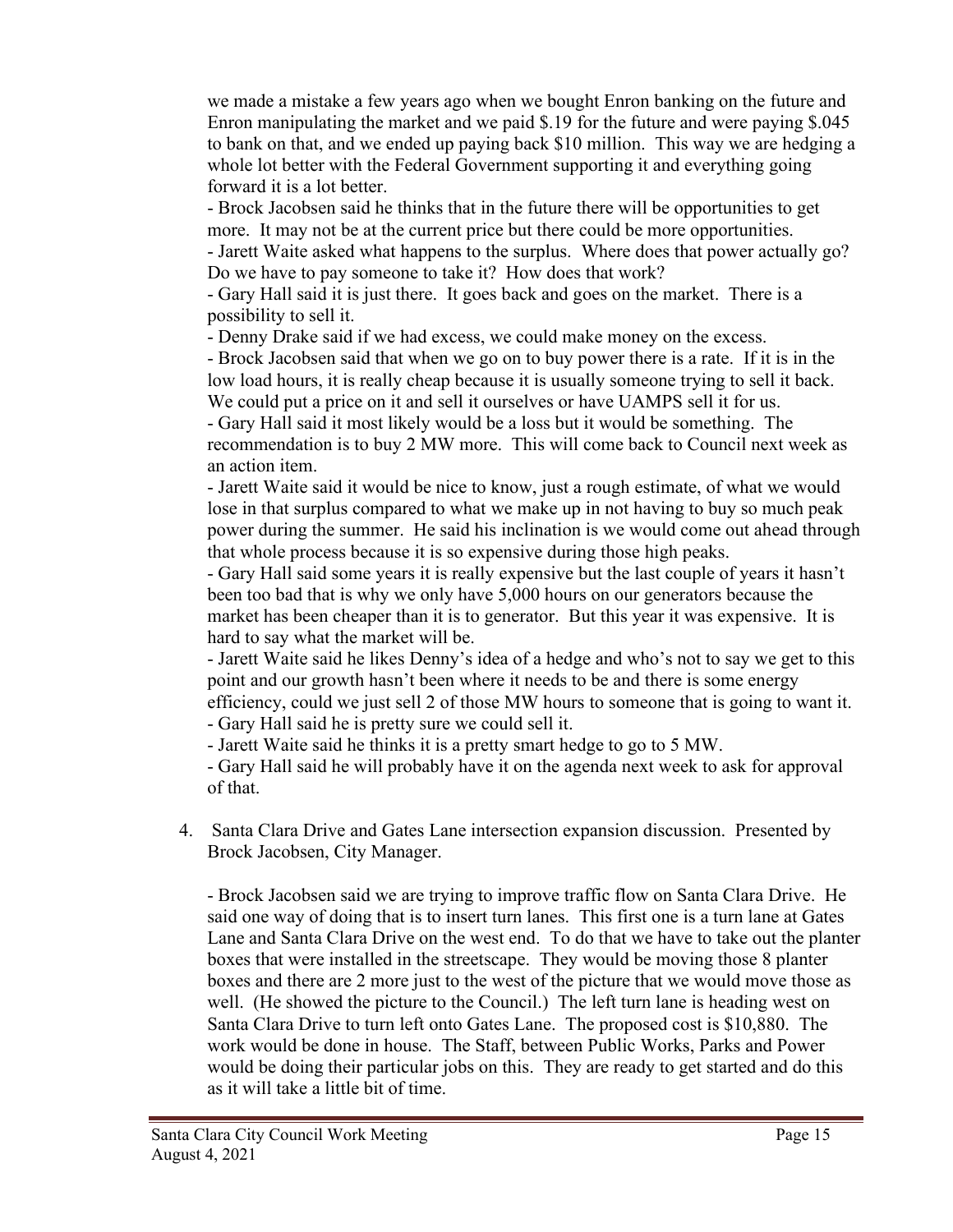we made a mistake a few years ago when we bought Enron banking on the future and Enron manipulating the market and we paid $.19 for the future and were paying $.045 to bank on that, and we ended up paying back $10 million. This way we are hedging a whole lot better with the Federal Government supporting it and everything going forward it is a lot better.

- Brock Jacobsen said he thinks that in the future there will be opportunities to get more. It may not be at the current price but there could be more opportunities.
- Jarett Waite asked what happens to the surplus. Where does that power actually go? Do we have to pay someone to take it? How does that work?
- Gary Hall said it is just there. It goes back and goes on the market. There is a possibility to sell it.
- Denny Drake said if we had excess, we could make money on the excess.
- Brock Jacobsen said that when we go on to buy power there is a rate. If it is in the low load hours, it is really cheap because it is usually someone trying to sell it back. We could put a price on it and sell it ourselves or have UAMPS sell it for us.
- Gary Hall said it most likely would be a loss but it would be something. The recommendation is to buy 2 MW more. This will come back to Council next week as an action item.
- Jarett Waite said it would be nice to know, just a rough estimate, of what we would lose in that surplus compared to what we make up in not having to buy so much peak power during the summer. He said his inclination is we would come out ahead through that whole process because it is so expensive during those high peaks.
- Gary Hall said some years it is really expensive but the last couple of years it hasn't been too bad that is why we only have 5,000 hours on our generators because the market has been cheaper than it is to generator. But this year it was expensive. It is hard to say what the market will be.
- Jarett Waite said he likes Denny's idea of a hedge and who's not to say we get to this point and our growth hasn't been where it needs to be and there is some energy efficiency, could we just sell 2 of those MW hours to someone that is going to want it.
- Gary Hall said he is pretty sure we could sell it.
- Jarett Waite said he thinks it is a pretty smart hedge to go to 5 MW.
- Gary Hall said he will probably have it on the agenda next week to ask for approval of that.

4. Santa Clara Drive and Gates Lane intersection expansion discussion. Presented by Brock Jacobsen, City Manager.

   - Brock Jacobsen said we are trying to improve traffic flow on Santa Clara Drive. He said one way of doing that is to insert turn lanes. This first one is a turn lane at Gates Lane and Santa Clara Drive on the west end. To do that we have to take out the planter boxes that were installed in the streetscape. They would be moving those 8 planter boxes and there are 2 more just to the west of the picture that we would move those as well. (He showed the picture to the Council.) The left turn lane is heading west on Santa Clara Drive to turn left onto Gates Lane. The proposed cost is $10,880. The work would be done in house. The Staff, between Public Works, Parks and Power would be doing their particular jobs on this. They are ready to get started and do this as it will take a little bit of time.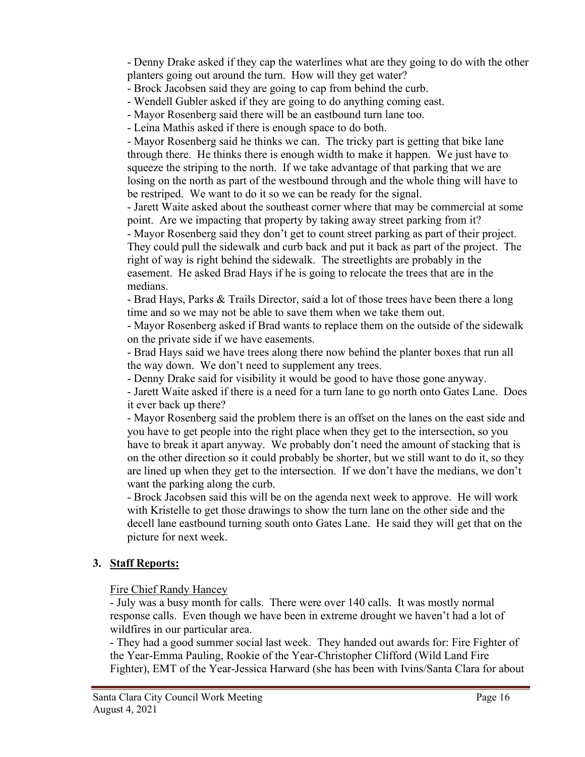- Denny Drake asked if they cap the waterlines what are they going to do with the other planters going out around the turn. How will they get water?
- Brock Jacobsen said they are going to cap from behind the curb.
- Wendell Gubler asked if they are going to do anything coming east.
- Mayor Rosenberg said there will be an eastbound turn lane too.
- Leina Mathis asked if there is enough space to do both.
- Mayor Rosenberg said he thinks we can. The tricky part is getting that bike lane through there. He thinks there is enough width to make it happen. We just have to squeeze the striping to the north. If we take advantage of that parking that we are losing on the north as part of the westbound through and the whole thing will have to be restriped. We want to do it so we can be ready for the signal.
- Jarett Waite asked about the southeast corner where that may be commercial at some point. Are we impacting that property by taking away street parking from it?
- Mayor Rosenberg said they don't get to count street parking as part of their project. They could pull the sidewalk and curb back and put it back as part of the project. The right of way is right behind the sidewalk. The streetlights are probably in the easement. He asked Brad Hays if he is going to relocate the trees that are in the medians.
- Brad Hays, Parks & Trails Director, said a lot of those trees have been there a long time and so we may not be able to save them when we take them out.
- Mayor Rosenberg asked if Brad wants to replace them on the outside of the sidewalk on the private side if we have easements.
- Brad Hays said we have trees along there now behind the planter boxes that run all the way down. We don't need to supplement any trees.
- Denny Drake said for visibility it would be good to have those gone anyway.
- Jarett Waite asked if there is a need for a turn lane to go north onto Gates Lane. Does it ever back up there?
- Mayor Rosenberg said the problem there is an offset on the lanes on the east side and you have to get people into the right place when they get to the intersection, so you have to break it apart anyway. We probably don't need the amount of stacking that is on the other direction so it could probably be shorter, but we still want to do it, so they are lined up when they get to the intersection. If we don't have the medians, we don't want the parking along the curb.
- Brock Jacobsen said this will be on the agenda next week to approve. He will work with Kristelle to get those drawings to show the turn lane on the other side and the decell lane eastbound turning south onto Gates Lane. He said they will get that on the picture for next week.

## 3. Staff Reports:

Fire Chief Randy Hancey

- July was a busy month for calls. There were over 140 calls. It was mostly normal response calls. Even though we have been in extreme drought we haven't had a lot of wildfires in our particular area.
- They had a good summer social last week. They handed out awards for: Fire Fighter of the Year-Emma Pauling, Rookie of the Year-Christopher Clifford (Wild Land Fire Fighter), EMT of the Year-Jessica Harward (she has been with Ivins/Santa Clara for about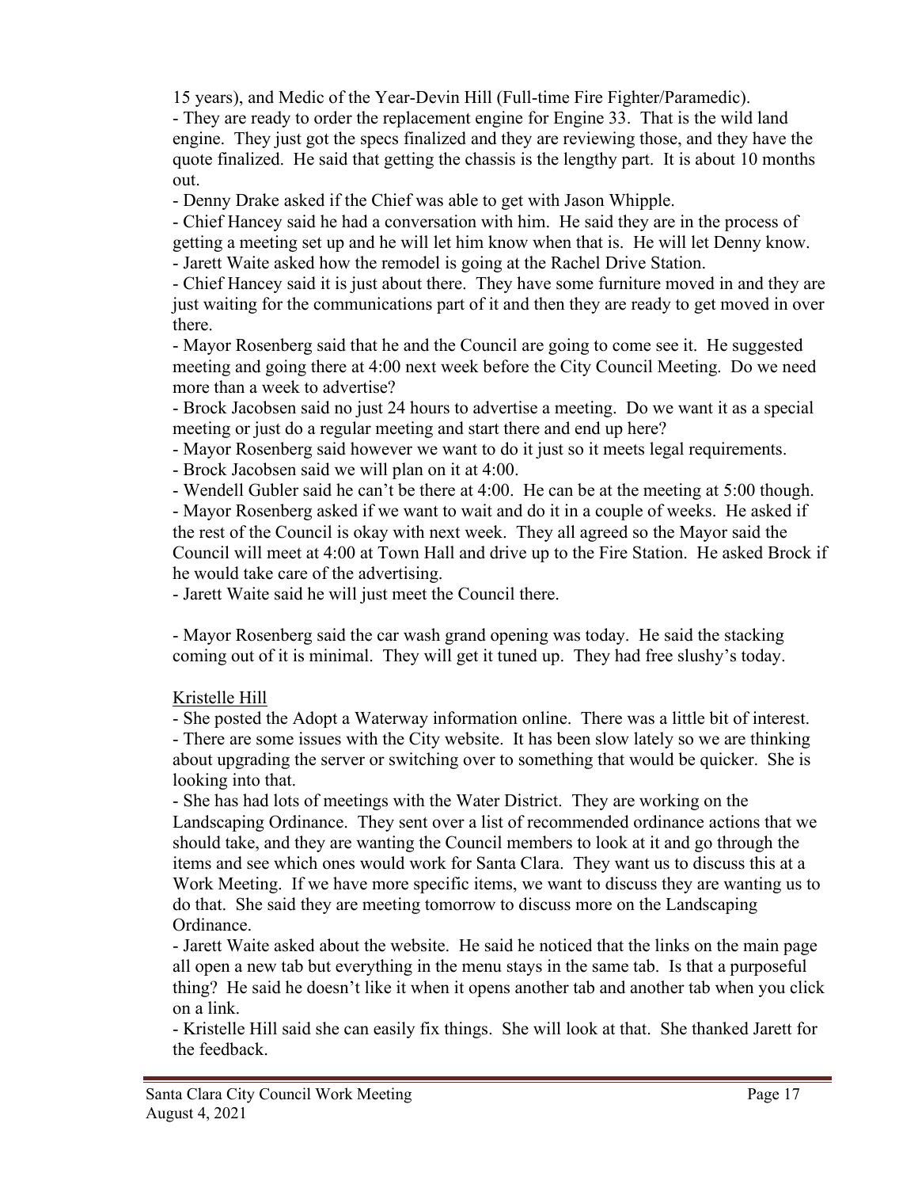15 years), and Medic of the Year-Devin Hill (Full-time Fire Fighter/Paramedic).

- They are ready to order the replacement engine for Engine 33. That is the wild land engine. They just got the specs finalized and they are reviewing those, and they have the quote finalized. He said that getting the chassis is the lengthy part. It is about 10 months out.
- Denny Drake asked if the Chief was able to get with Jason Whipple.
- Chief Hancey said he had a conversation with him. He said they are in the process of getting a meeting set up and he will let him know when that is. He will let Denny know.
- Jarett Waite asked how the remodel is going at the Rachel Drive Station.
- Chief Hancey said it is just about there. They have some furniture moved in and they are just waiting for the communications part of it and then they are ready to get moved in over there.
- Mayor Rosenberg said that he and the Council are going to come see it. He suggested meeting and going there at 4:00 next week before the City Council Meeting. Do we need more than a week to advertise?
- Brock Jacobsen said no just 24 hours to advertise a meeting. Do we want it as a special meeting or just do a regular meeting and start there and end up here?
- Mayor Rosenberg said however we want to do it just so it meets legal requirements.
- Brock Jacobsen said we will plan on it at 4:00.
- Wendell Gubler said he can't be there at 4:00. He can be at the meeting at 5:00 though.
- Mayor Rosenberg asked if we want to wait and do it in a couple of weeks. He asked if the rest of the Council is okay with next week. They all agreed so the Mayor said the Council will meet at 4:00 at Town Hall and drive up to the Fire Station. He asked Brock if he would take care of the advertising.
- Jarett Waite said he will just meet the Council there.

- Mayor Rosenberg said the car wash grand opening was today. He said the stacking coming out of it is minimal. They will get it tuned up. They had free slushy's today.

<u>Kristelle Hill</u>

- She posted the Adopt a Waterway information online. There was a little bit of interest.
- There are some issues with the City website. It has been slow lately so we are thinking about upgrading the server or switching over to something that would be quicker. She is looking into that.
- She has had lots of meetings with the Water District. They are working on the Landscaping Ordinance. They sent over a list of recommended ordinance actions that we should take, and they are wanting the Council members to look at it and go through the items and see which ones would work for Santa Clara. They want us to discuss this at a Work Meeting. If we have more specific items, we want to discuss they are wanting us to do that. She said they are meeting tomorrow to discuss more on the Landscaping Ordinance.
- Jarett Waite asked about the website. He said he noticed that the links on the main page all open a new tab but everything in the menu stays in the same tab. Is that a purposeful thing? He said he doesn't like it when it opens another tab and another tab when you click on a link.
- Kristelle Hill said she can easily fix things. She will look at that. She thanked Jarett for the feedback.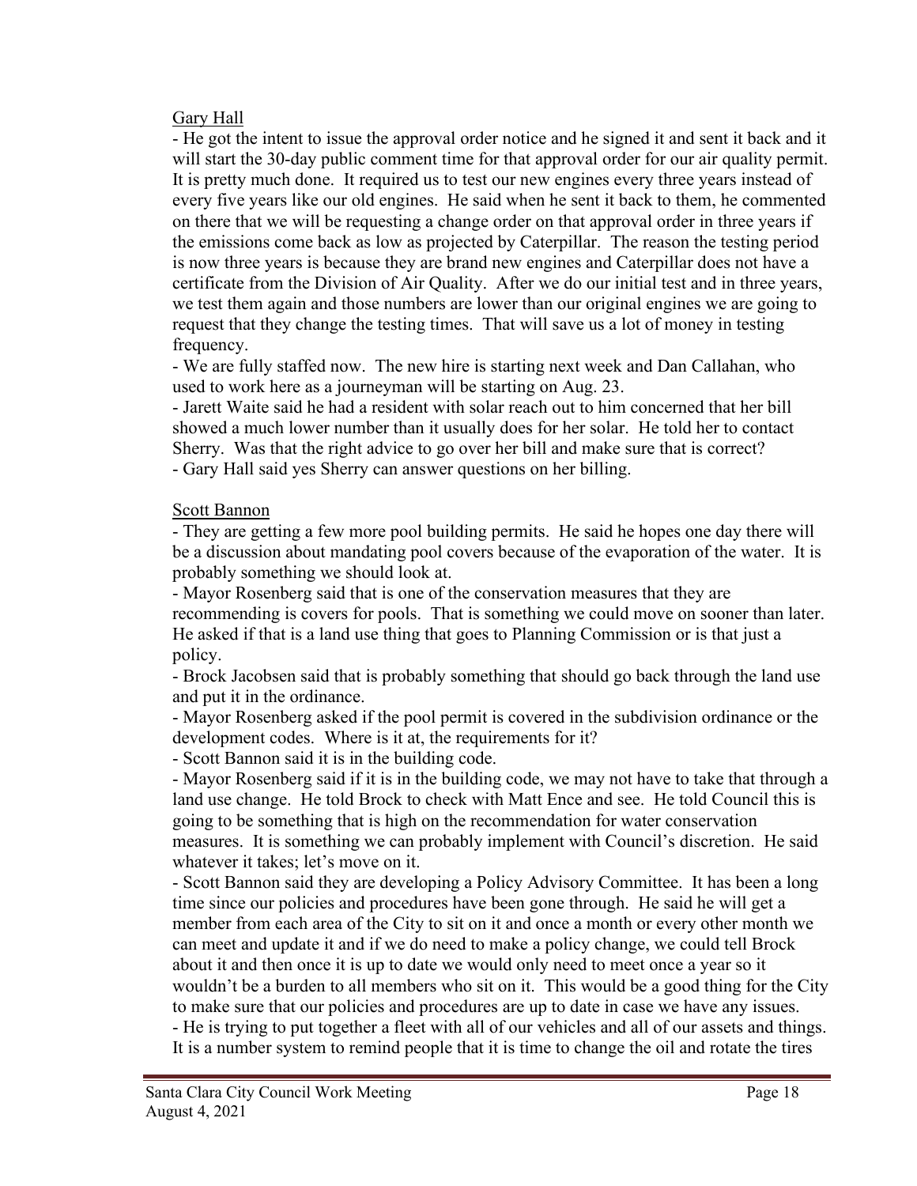Gary Hall

- He got the intent to issue the approval order notice and he signed it and sent it back and it will start the 30-day public comment time for that approval order for our air quality permit. It is pretty much done. It required us to test our new engines every three years instead of every five years like our old engines. He said when he sent it back to them, he commented on there that we will be requesting a change order on that approval order in three years if the emissions come back as low as projected by Caterpillar. The reason the testing period is now three years is because they are brand new engines and Caterpillar does not have a certificate from the Division of Air Quality. After we do our initial test and in three years, we test them again and those numbers are lower than our original engines we are going to request that they change the testing times. That will save us a lot of money in testing frequency.
- We are fully staffed now. The new hire is starting next week and Dan Callahan, who used to work here as a journeyman will be starting on Aug. 23.
- Jarett Waite said he had a resident with solar reach out to him concerned that her bill showed a much lower number than it usually does for her solar. He told her to contact Sherry. Was that the right advice to go over her bill and make sure that is correct?
- Gary Hall said yes Sherry can answer questions on her billing.

Scott Bannon

- They are getting a few more pool building permits. He said he hopes one day there will be a discussion about mandating pool covers because of the evaporation of the water. It is probably something we should look at.
- Mayor Rosenberg said that is one of the conservation measures that they are recommending is covers for pools. That is something we could move on sooner than later. He asked if that is a land use thing that goes to Planning Commission or is that just a policy.
- Brock Jacobsen said that is probably something that should go back through the land use and put it in the ordinance.
- Mayor Rosenberg asked if the pool permit is covered in the subdivision ordinance or the development codes. Where is it at, the requirements for it?
- Scott Bannon said it is in the building code.
- Mayor Rosenberg said if it is in the building code, we may not have to take that through a land use change. He told Brock to check with Matt Ence and see. He told Council this is going to be something that is high on the recommendation for water conservation measures. It is something we can probably implement with Council's discretion. He said whatever it takes; let's move on it.
- Scott Bannon said they are developing a Policy Advisory Committee. It has been a long time since our policies and procedures have been gone through. He said he will get a member from each area of the City to sit on it and once a month or every other month we can meet and update it and if we do need to make a policy change, we could tell Brock about it and then once it is up to date we would only need to meet once a year so it wouldn't be a burden to all members who sit on it. This would be a good thing for the City to make sure that our policies and procedures are up to date in case we have any issues.
- He is trying to put together a fleet with all of our vehicles and all of our assets and things. It is a number system to remind people that it is time to change the oil and rotate the tires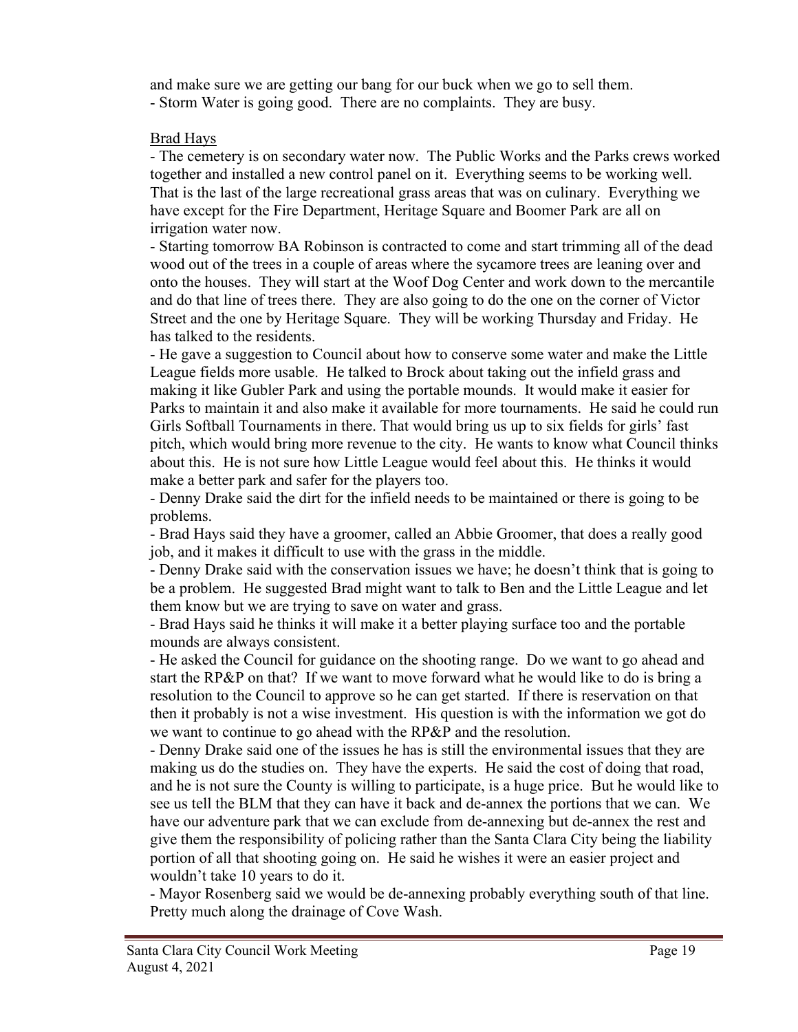and make sure we are getting our bang for our buck when we go to sell them.
- Storm Water is going good. There are no complaints. They are busy.

Brad Hays

- The cemetery is on secondary water now. The Public Works and the Parks crews worked together and installed a new control panel on it. Everything seems to be working well. That is the last of the large recreational grass areas that was on culinary. Everything we have except for the Fire Department, Heritage Square and Boomer Park are all on irrigation water now.
- Starting tomorrow BA Robinson is contracted to come and start trimming all of the dead wood out of the trees in a couple of areas where the sycamore trees are leaning over and onto the houses. They will start at the Woof Dog Center and work down to the mercantile and do that line of trees there. They are also going to do the one on the corner of Victor Street and the one by Heritage Square. They will be working Thursday and Friday. He has talked to the residents.
- He gave a suggestion to Council about how to conserve some water and make the Little League fields more usable. He talked to Brock about taking out the infield grass and making it like Gubler Park and using the portable mounds. It would make it easier for Parks to maintain it and also make it available for more tournaments. He said he could run Girls Softball Tournaments in there. That would bring us up to six fields for girls' fast pitch, which would bring more revenue to the city. He wants to know what Council thinks about this. He is not sure how Little League would feel about this. He thinks it would make a better park and safer for the players too.
- Denny Drake said the dirt for the infield needs to be maintained or there is going to be problems.
- Brad Hays said they have a groomer, called an Abbie Groomer, that does a really good job, and it makes it difficult to use with the grass in the middle.
- Denny Drake said with the conservation issues we have; he doesn't think that is going to be a problem. He suggested Brad might want to talk to Ben and the Little League and let them know but we are trying to save on water and grass.
- Brad Hays said he thinks it will make it a better playing surface too and the portable mounds are always consistent.
- He asked the Council for guidance on the shooting range. Do we want to go ahead and start the RP&P on that? If we want to move forward what he would like to do is bring a resolution to the Council to approve so he can get started. If there is reservation on that then it probably is not a wise investment. His question is with the information we got do we want to continue to go ahead with the RP&P and the resolution.
- Denny Drake said one of the issues he has is still the environmental issues that they are making us do the studies on. They have the experts. He said the cost of doing that road, and he is not sure the County is willing to participate, is a huge price. But he would like to see us tell the BLM that they can have it back and de-annex the portions that we can. We have our adventure park that we can exclude from de-annexing but de-annex the rest and give them the responsibility of policing rather than the Santa Clara City being the liability portion of all that shooting going on. He said he wishes it were an easier project and wouldn't take 10 years to do it.
- Mayor Rosenberg said we would be de-annexing probably everything south of that line. Pretty much along the drainage of Cove Wash.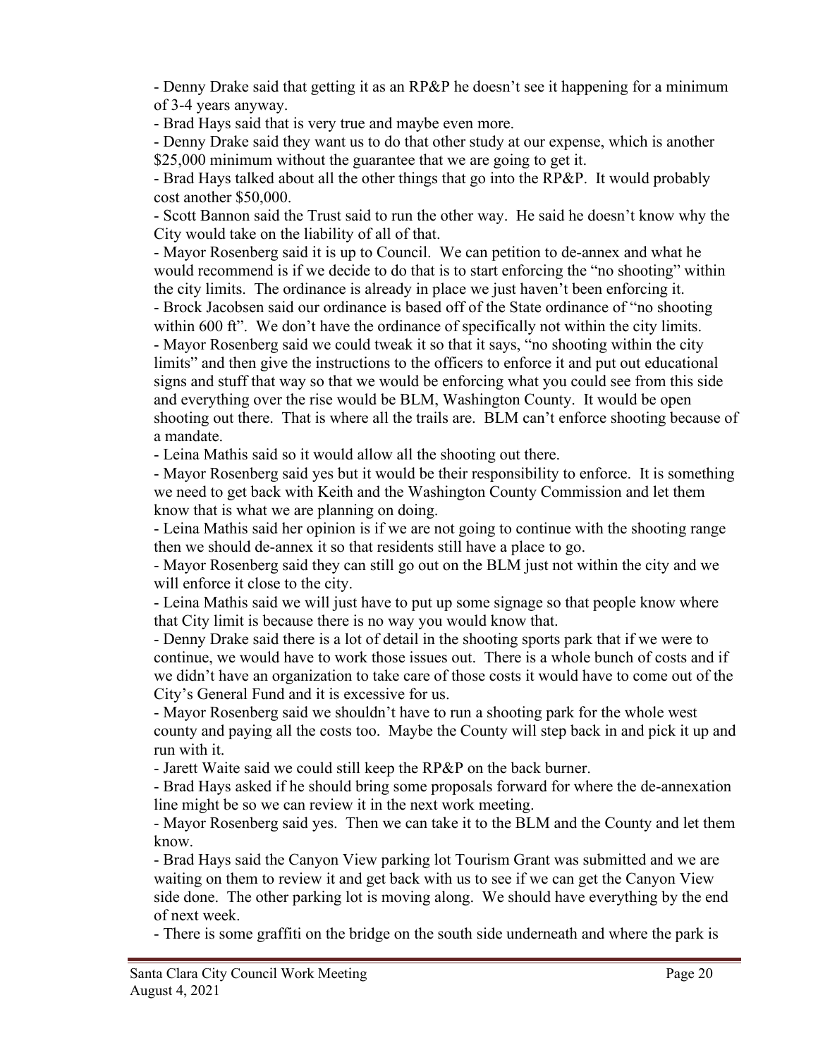- Denny Drake said that getting it as an RP&P he doesn't see it happening for a minimum of 3-4 years anyway.
- Brad Hays said that is very true and maybe even more.
- Denny Drake said they want us to do that other study at our expense, which is another $25,000 minimum without the guarantee that we are going to get it.
- Brad Hays talked about all the other things that go into the RP&P. It would probably cost another $50,000.
- Scott Bannon said the Trust said to run the other way. He said he doesn't know why the City would take on the liability of all of that.
- Mayor Rosenberg said it is up to Council. We can petition to de-annex and what he would recommend is if we decide to do that is to start enforcing the "no shooting" within the city limits. The ordinance is already in place we just haven't been enforcing it.
- Brock Jacobsen said our ordinance is based off of the State ordinance of "no shooting within 600 ft". We don't have the ordinance of specifically not within the city limits.
- Mayor Rosenberg said we could tweak it so that it says, "no shooting within the city limits" and then give the instructions to the officers to enforce it and put out educational signs and stuff that way so that we would be enforcing what you could see from this side and everything over the rise would be BLM, Washington County. It would be open shooting out there. That is where all the trails are. BLM can't enforce shooting because of a mandate.
- Leina Mathis said so it would allow all the shooting out there.
- Mayor Rosenberg said yes but it would be their responsibility to enforce. It is something we need to get back with Keith and the Washington County Commission and let them know that is what we are planning on doing.
- Leina Mathis said her opinion is if we are not going to continue with the shooting range then we should de-annex it so that residents still have a place to go.
- Mayor Rosenberg said they can still go out on the BLM just not within the city and we will enforce it close to the city.
- Leina Mathis said we will just have to put up some signage so that people know where that City limit is because there is no way you would know that.
- Denny Drake said there is a lot of detail in the shooting sports park that if we were to continue, we would have to work those issues out. There is a whole bunch of costs and if we didn't have an organization to take care of those costs it would have to come out of the City's General Fund and it is excessive for us.
- Mayor Rosenberg said we shouldn't have to run a shooting park for the whole west county and paying all the costs too. Maybe the County will step back in and pick it up and run with it.
- Jarett Waite said we could still keep the RP&P on the back burner.
- Brad Hays asked if he should bring some proposals forward for where the de-annexation line might be so we can review it in the next work meeting.
- Mayor Rosenberg said yes. Then we can take it to the BLM and the County and let them know.
- Brad Hays said the Canyon View parking lot Tourism Grant was submitted and we are waiting on them to review it and get back with us to see if we can get the Canyon View side done. The other parking lot is moving along. We should have everything by the end of next week.
- There is some graffiti on the bridge on the south side underneath and where the park is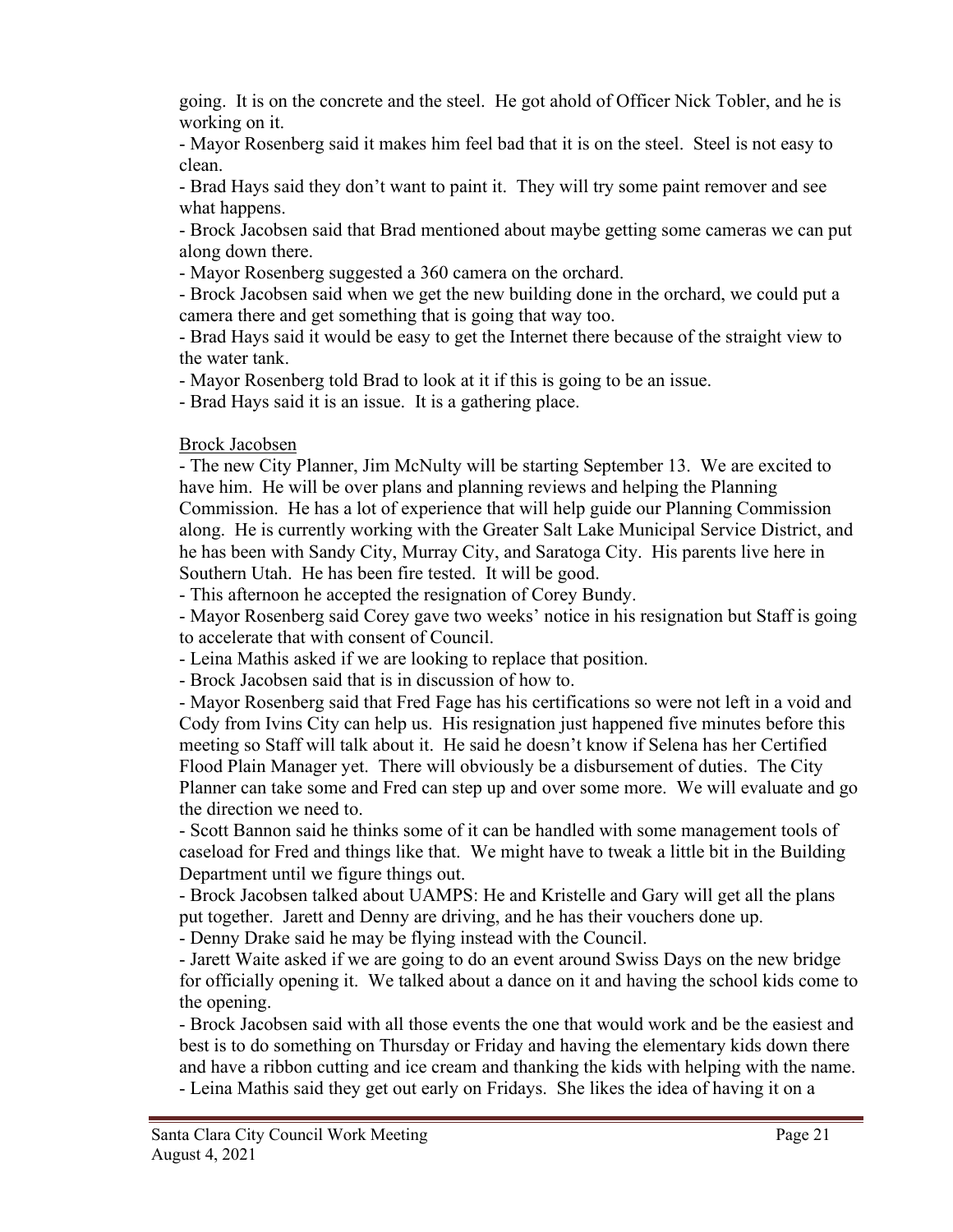going. It is on the concrete and the steel. He got ahold of Officer Nick Tobler, and he is working on it.

- Mayor Rosenberg said it makes him feel bad that it is on the steel. Steel is not easy to clean.
- Brad Hays said they don't want to paint it. They will try some paint remover and see what happens.
- Brock Jacobsen said that Brad mentioned about maybe getting some cameras we can put along down there.
- Mayor Rosenberg suggested a 360 camera on the orchard.
- Brock Jacobsen said when we get the new building done in the orchard, we could put a camera there and get something that is going that way too.
- Brad Hays said it would be easy to get the Internet there because of the straight view to the water tank.
- Mayor Rosenberg told Brad to look at it if this is going to be an issue.
- Brad Hays said it is an issue. It is a gathering place.

<u>Brock Jacobsen</u>

- The new City Planner, Jim McNulty will be starting September 13. We are excited to have him. He will be over plans and planning reviews and helping the Planning Commission. He has a lot of experience that will help guide our Planning Commission along. He is currently working with the Greater Salt Lake Municipal Service District, and he has been with Sandy City, Murray City, and Saratoga City. His parents live here in Southern Utah. He has been fire tested. It will be good.
- This afternoon he accepted the resignation of Corey Bundy.
- Mayor Rosenberg said Corey gave two weeks' notice in his resignation but Staff is going to accelerate that with consent of Council.
- Leina Mathis asked if we are looking to replace that position.
- Brock Jacobsen said that is in discussion of how to.
- Mayor Rosenberg said that Fred Fage has his certifications so were not left in a void and Cody from Ivins City can help us. His resignation just happened five minutes before this meeting so Staff will talk about it. He said he doesn't know if Selena has her Certified Flood Plain Manager yet. There will obviously be a disbursement of duties. The City Planner can take some and Fred can step up and over some more. We will evaluate and go the direction we need to.
- Scott Bannon said he thinks some of it can be handled with some management tools of caseload for Fred and things like that. We might have to tweak a little bit in the Building Department until we figure things out.
- Brock Jacobsen talked about UAMPS: He and Kristelle and Gary will get all the plans put together. Jarett and Denny are driving, and he has their vouchers done up.
- Denny Drake said he may be flying instead with the Council.
- Jarett Waite asked if we are going to do an event around Swiss Days on the new bridge for officially opening it. We talked about a dance on it and having the school kids come to the opening.
- Brock Jacobsen said with all those events the one that would work and be the easiest and best is to do something on Thursday or Friday and having the elementary kids down there and have a ribbon cutting and ice cream and thanking the kids with helping with the name.
- Leina Mathis said they get out early on Fridays. She likes the idea of having it on a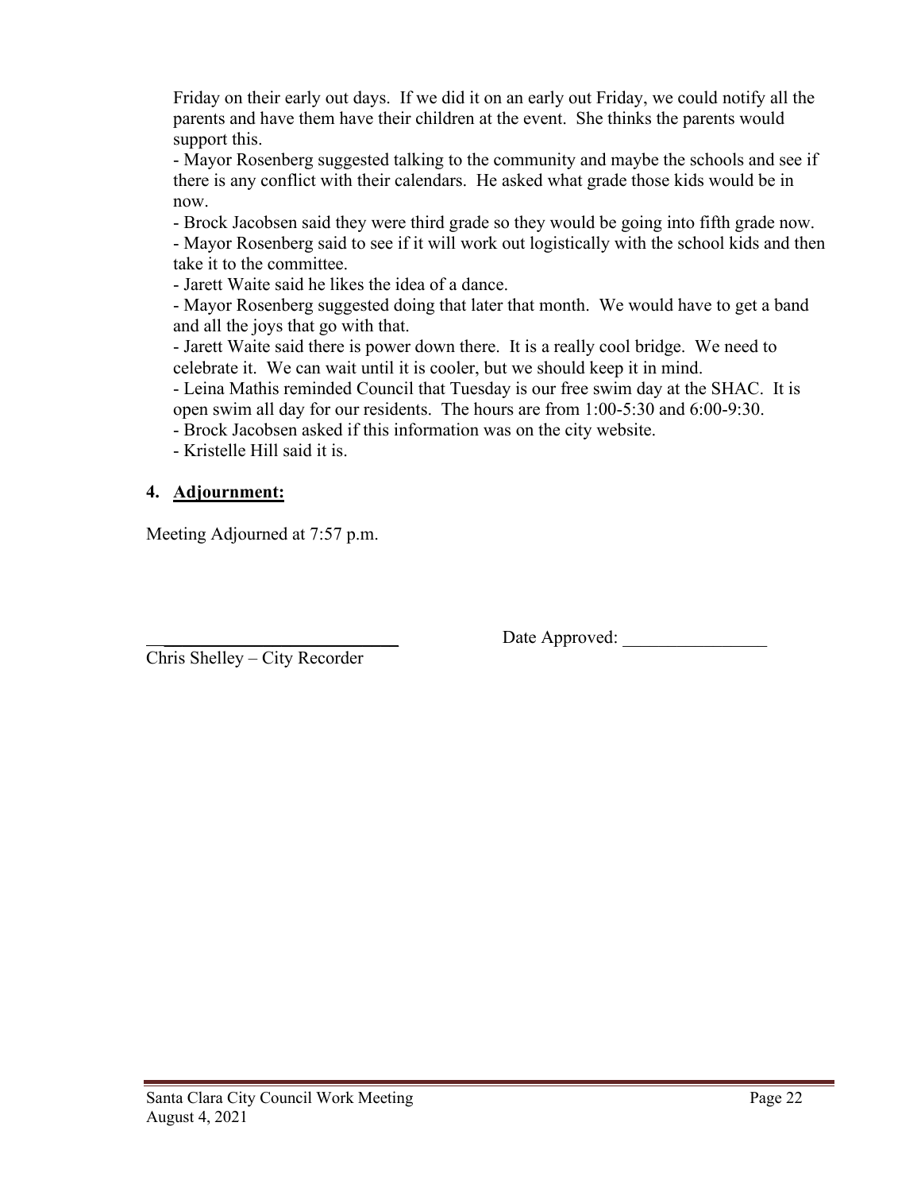Friday on their early out days. If we did it on an early out Friday, we could notify all the parents and have them have their children at the event. She thinks the parents would support this.

- Mayor Rosenberg suggested talking to the community and maybe the schools and see if there is any conflict with their calendars. He asked what grade those kids would be in now.
- Brock Jacobsen said they were third grade so they would be going into fifth grade now.
- Mayor Rosenberg said to see if it will work out logistically with the school kids and then take it to the committee.
- Jarett Waite said he likes the idea of a dance.
- Mayor Rosenberg suggested doing that later that month. We would have to get a band and all the joys that go with that.
- Jarett Waite said there is power down there. It is a really cool bridge. We need to celebrate it. We can wait until it is cooler, but we should keep it in mind.
- Leina Mathis reminded Council that Tuesday is our free swim day at the SHAC. It is open swim all day for our residents. The hours are from 1:00-5:30 and 6:00-9:30.
- Brock Jacobsen asked if this information was on the city website.
- Kristelle Hill said it is.

## 4. Adjournment:

Meeting Adjourned at 7:57 p.m.

____________________________ Date Approved: ________________

Chris Shelley – City Recorder